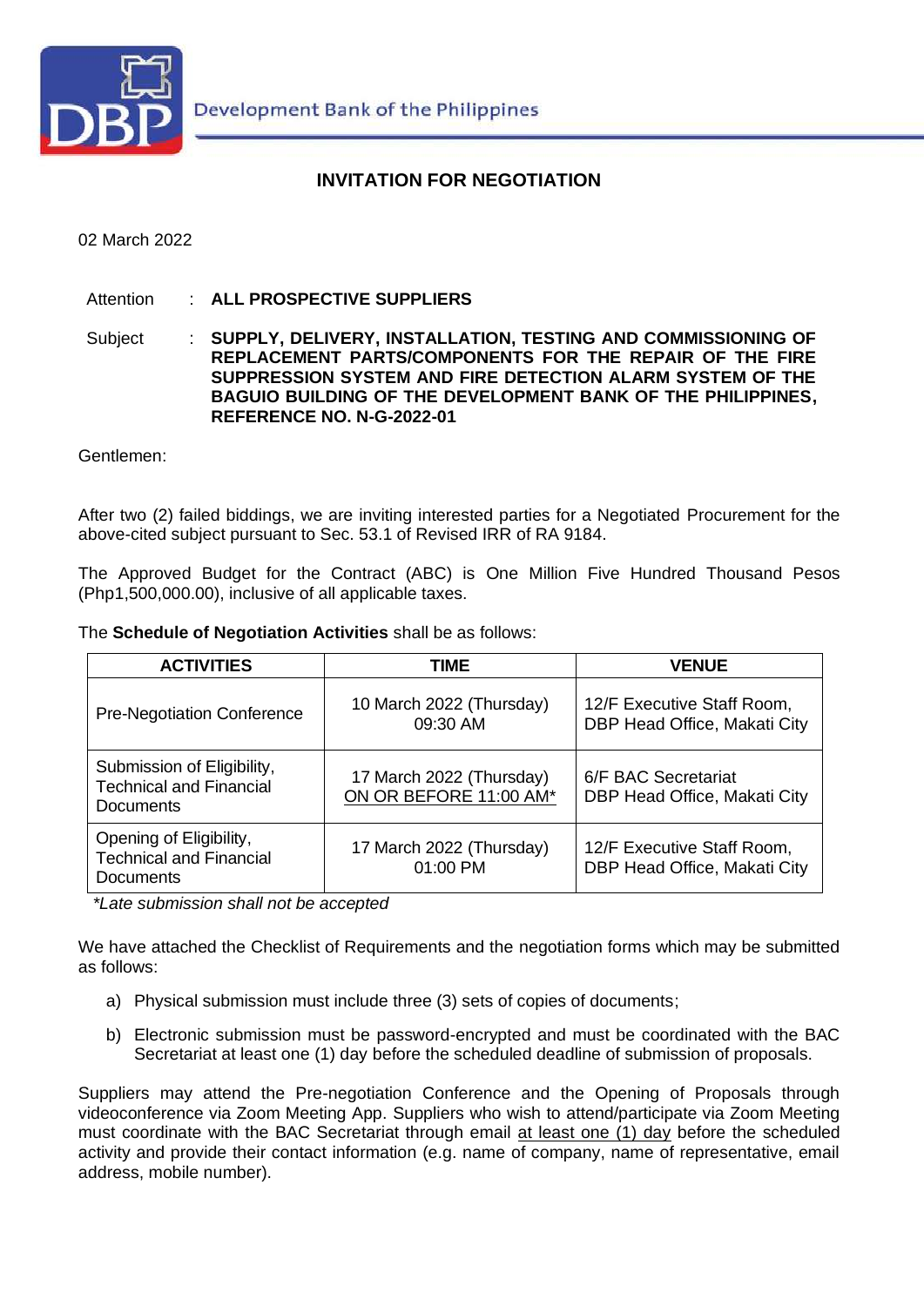Development Bank of the Philippines

# INVITATION FOR NEGOTIATION

02 March 2022

Attention : **ALL PROSPECTIVE SUPPLIERS**

Subject : **SUPPLY, DELIVERY, INSTALLATION, TESTING AND COMMISSIONING OF REPLACEMENT PARTS/COMPONENTS FOR THE REPAIR OF THE FIRE SUPPRESSION SYSTEM AND FIRE DETECTION ALARM SYSTEM OF THE BAGUIO BUILDING OF THE DEVELOPMENT BANK OF THE PHILIPPINES, REFERENCE NO. N-G-2022-01**

Gentlemen:

After two (2) failed biddings, we are inviting interested parties for a Negotiated Procurement for the above-cited subject pursuant to Sec. 53.1 of Revised IRR of RA 9184.

The Approved Budget for the Contract (ABC) is One Million Five Hundred Thousand Pesos (Php1,500,000.00), inclusive of all applicable taxes.

The **Schedule of Negotiation Activities** shall be as follows:

| ACTIVITIES | TIME | VENUE |
|---|---|---|
| Pre-Negotiation Conference | 10 March 2022 (Thursday) 09:30 AM | 12/F Executive Staff Room, DBP Head Office, Makati City |
| Submission of Eligibility, Technical and Financial Documents | 17 March 2022 (Thursday) ON OR BEFORE 11:00 AM* | 6/F BAC Secretariat DBP Head Office, Makati City |
| Opening of Eligibility, Technical and Financial Documents | 17 March 2022 (Thursday) 01:00 PM | 12/F Executive Staff Room, DBP Head Office, Makati City |

*Late submission shall not be accepted*

We have attached the Checklist of Requirements and the negotiation forms which may be submitted as follows:

a) Physical submission must include three (3) sets of copies of documents;

b) Electronic submission must be password-encrypted and must be coordinated with the BAC Secretariat at least one (1) day before the scheduled deadline of submission of proposals.

Suppliers may attend the Pre-negotiation Conference and the Opening of Proposals through videoconference via Zoom Meeting App. Suppliers who wish to attend/participate via Zoom Meeting must coordinate with the BAC Secretariat through email at least one (1) day before the scheduled activity and provide their contact information (e.g. name of company, name of representative, email address, mobile number).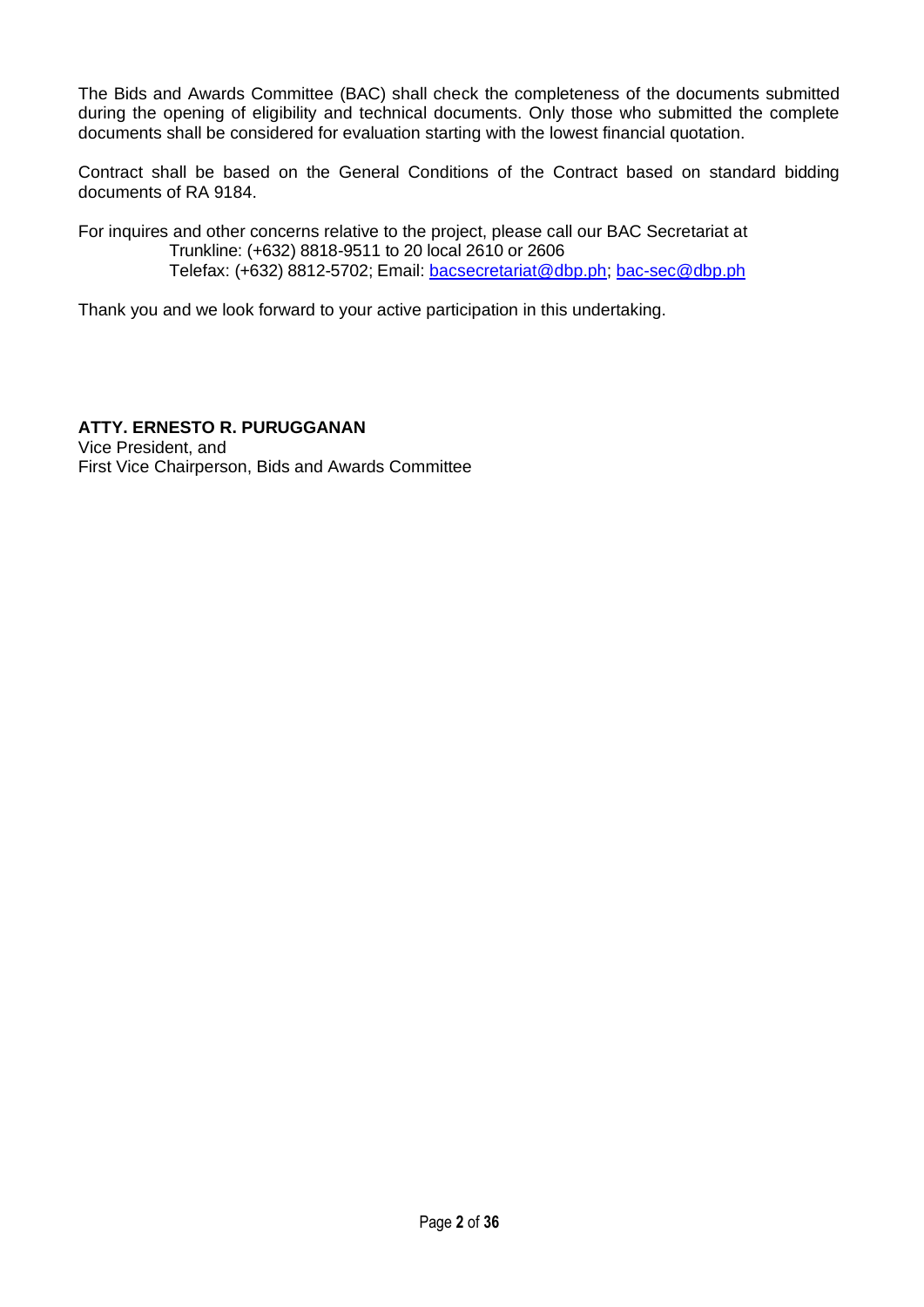The Bids and Awards Committee (BAC) shall check the completeness of the documents submitted during the opening of eligibility and technical documents. Only those who submitted the complete documents shall be considered for evaluation starting with the lowest financial quotation.

Contract shall be based on the General Conditions of the Contract based on standard bidding documents of RA 9184.

For inquires and other concerns relative to the project, please call our BAC Secretariat at
Trunkline: (+632) 8818-9511 to 20 local 2610 or 2606
Telefax: (+632) 8812-5702; Email: bacsecretariat@dbp.ph; bac-sec@dbp.ph

Thank you and we look forward to your active participation in this undertaking.

**ATTY. ERNESTO R. PURUGGANAN**
Vice President, and
First Vice Chairperson, Bids and Awards Committee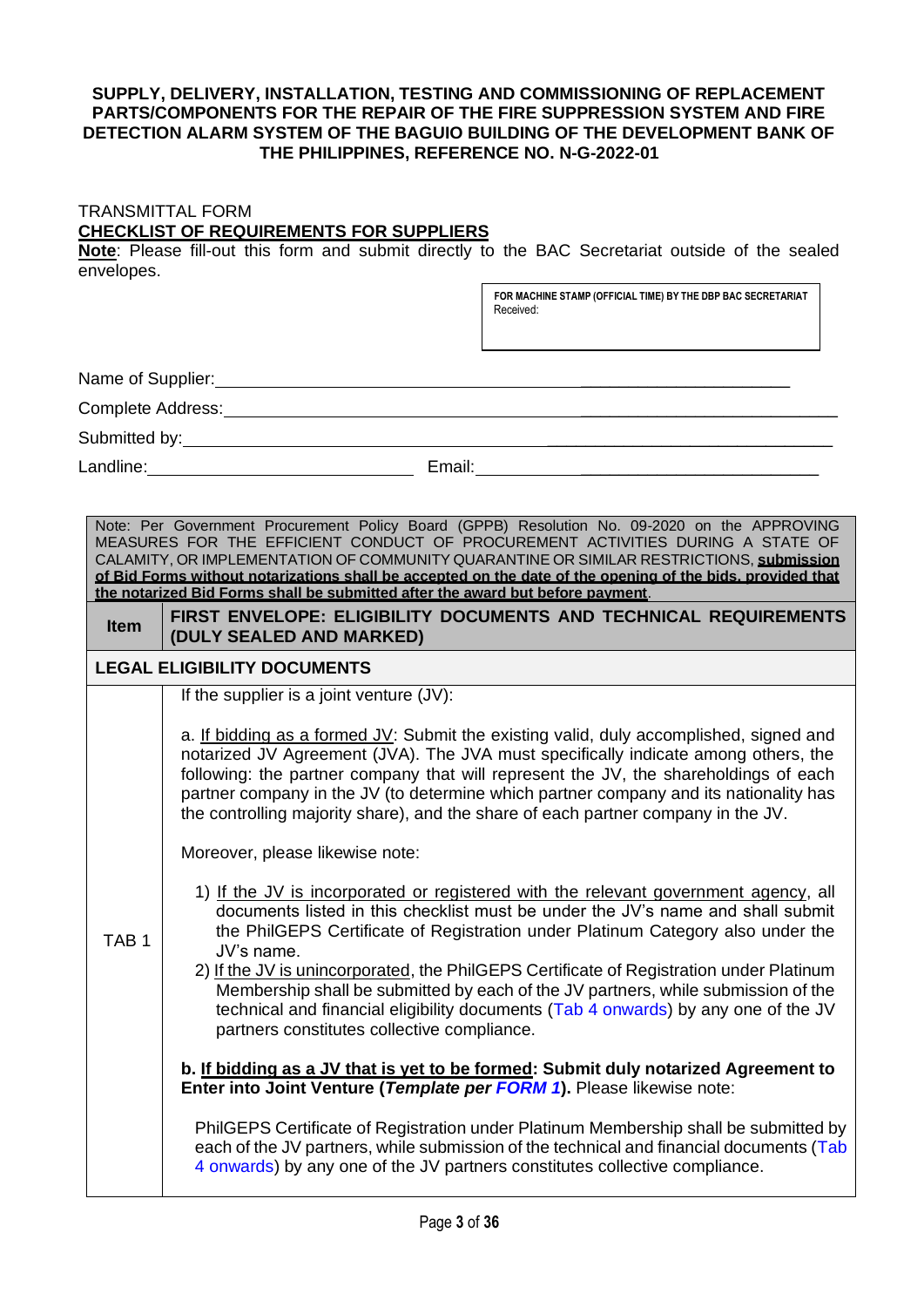**SUPPLY, DELIVERY, INSTALLATION, TESTING AND COMMISSIONING OF REPLACEMENT PARTS/COMPONENTS FOR THE REPAIR OF THE FIRE SUPPRESSION SYSTEM AND FIRE DETECTION ALARM SYSTEM OF THE BAGUIO BUILDING OF THE DEVELOPMENT BANK OF THE PHILIPPINES, REFERENCE NO. N-G-2022-01**

TRANSMITTAL FORM

**CHECKLIST OF REQUIREMENTS FOR SUPPLIERS**

**Note**: Please fill-out this form and submit directly to the BAC Secretariat outside of the sealed envelopes.

| FOR MACHINE STAMP (OFFICIAL TIME) BY THE DBP BAC SECRETARIAT<br>Received: |
|---|

Name of Supplier: ______________________________

Complete Address: ______________________________

Submitted by: ______________________________

Landline: ______________________ Email: ______________________

| Item | FIRST ENVELOPE: ELIGIBILITY DOCUMENTS AND TECHNICAL REQUIREMENTS (DULY SEALED AND MARKED) |
|---|---|
| Note: Per Government Procurement Policy Board (GPPB) Resolution No. 09-2020 on the APPROVING MEASURES FOR THE EFFICIENT CONDUCT OF PROCUREMENT ACTIVITIES DURING A STATE OF CALAMITY, OR IMPLEMENTATION OF COMMUNITY QUARANTINE OR SIMILAR RESTRICTIONS, **submission of Bid Forms without notarizations shall be accepted on the date of the opening of the bids, provided that the notarized Bid Forms shall be submitted after the award but before payment**. | |
| **LEGAL ELIGIBILITY DOCUMENTS** | |
| TAB 1 | If the supplier is a joint venture (JV):<br><br>a. If bidding as a formed JV: Submit the existing valid, duly accomplished, signed and notarized JV Agreement (JVA). The JVA must specifically indicate among others, the following: the partner company that will represent the JV, the shareholdings of each partner company in the JV (to determine which partner company and its nationality has the controlling majority share), and the share of each partner company in the JV.<br><br>Moreover, please likewise note:<br><br>1) If the JV is incorporated or registered with the relevant government agency, all documents listed in this checklist must be under the JV's name and shall submit the PhilGEPS Certificate of Registration under Platinum Category also under the JV's name.<br>2) If the JV is unincorporated, the PhilGEPS Certificate of Registration under Platinum Membership shall be submitted by each of the JV partners, while submission of the technical and financial eligibility documents (Tab 4 onwards) by any one of the JV partners constitutes collective compliance.<br><br>**b. If bidding as a JV that is yet to be formed: Submit duly notarized Agreement to Enter into Joint Venture (*Template per FORM 1*).** Please likewise note:<br><br>PhilGEPS Certificate of Registration under Platinum Membership shall be submitted by each of the JV partners, while submission of the technical and financial documents (Tab 4 onwards) by any one of the JV partners constitutes collective compliance. |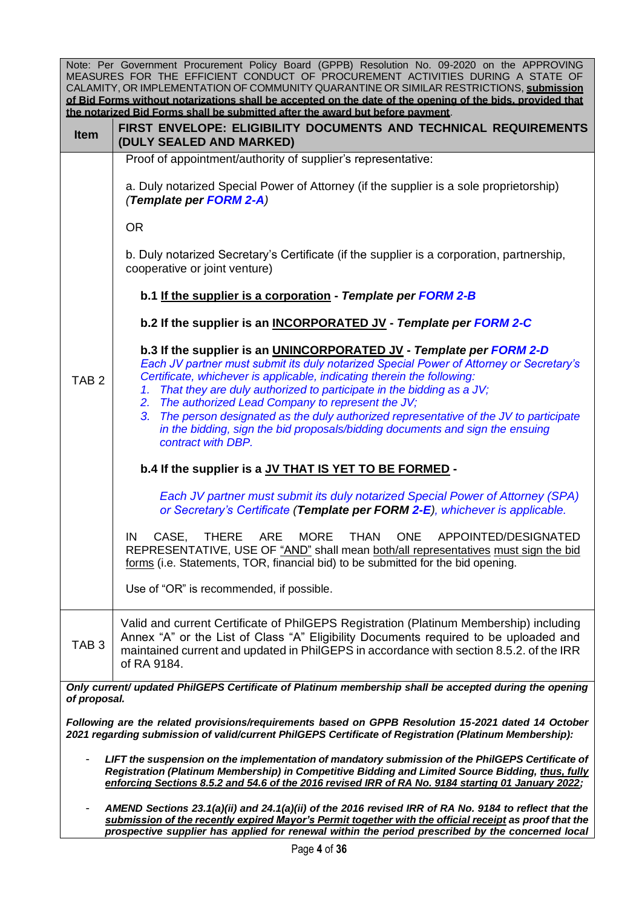Note: Per Government Procurement Policy Board (GPPB) Resolution No. 09-2020 on the APPROVING MEASURES FOR THE EFFICIENT CONDUCT OF PROCUREMENT ACTIVITIES DURING A STATE OF CALAMITY, OR IMPLEMENTATION OF COMMUNITY QUARANTINE OR SIMILAR RESTRICTIONS, **submission of Bid Forms without notarizations shall be accepted on the date of the opening of the bids, provided that the notarized Bid Forms shall be submitted after the award but before payment**.

| Item | FIRST ENVELOPE: ELIGIBILITY DOCUMENTS AND TECHNICAL REQUIREMENTS (DULY SEALED AND MARKED) |
|---|---|
| TAB 2 | Proof of appointment/authority of supplier's representative:<br><br>a. Duly notarized Special Power of Attorney (if the supplier is a sole proprietorship) *(**Template per FORM 2-A**)*<br><br>OR<br><br>b. Duly notarized Secretary's Certificate (if the supplier is a corporation, partnership, cooperative or joint venture)<br><br>**b.1 If the supplier is a corporation - *Template per FORM 2-B***<br><br>**b.2 If the supplier is an INCORPORATED JV - *Template per FORM 2-C***<br><br>**b.3 If the supplier is an UNINCORPORATED JV - *Template per FORM 2-D***<br>*Each JV partner must submit its duly notarized Special Power of Attorney or Secretary's Certificate, whichever is applicable, indicating therein the following:*<br>*1. That they are duly authorized to participate in the bidding as a JV;*<br>*2. The authorized Lead Company to represent the JV;*<br>*3. The person designated as the duly authorized representative of the JV to participate in the bidding, sign the bid proposals/bidding documents and sign the ensuing contract with DBP.*<br><br>**b.4 If the supplier is a JV THAT IS YET TO BE FORMED -**<br><br>*Each JV partner must submit its duly notarized Special Power of Attorney (SPA) or Secretary's Certificate (**Template per FORM 2-E**), whichever is applicable.*<br><br>IN CASE, THERE ARE MORE THAN ONE APPOINTED/DESIGNATED REPRESENTATIVE, USE OF "AND" shall mean both/all representatives must sign the bid forms (i.e. Statements, TOR, financial bid) to be submitted for the bid opening.<br><br>Use of "OR" is recommended, if possible. |
| TAB 3 | Valid and current Certificate of PhilGEPS Registration (Platinum Membership) including Annex "A" or the List of Class "A" Eligibility Documents required to be uploaded and maintained current and updated in PhilGEPS in accordance with section 8.5.2. of the IRR of RA 9184. |

***Only current/ updated PhilGEPS Certificate of Platinum membership shall be accepted during the opening of proposal.***

***Following are the related provisions/requirements based on GPPB Resolution 15-2021 dated 14 October 2021 regarding submission of valid/current PhilGEPS Certificate of Registration (Platinum Membership):***

- ***LIFT the suspension on the implementation of mandatory submission of the PhilGEPS Certificate of Registration (Platinum Membership) in Competitive Bidding and Limited Source Bidding, thus, fully enforcing Sections 8.5.2 and 54.6 of the 2016 revised IRR of RA No. 9184 starting 01 January 2022;***
- ***AMEND Sections 23.1(a)(ii) and 24.1(a)(ii) of the 2016 revised IRR of RA No. 9184 to reflect that the submission of the recently expired Mayor's Permit together with the official receipt as proof that the prospective supplier has applied for renewal within the period prescribed by the concerned local***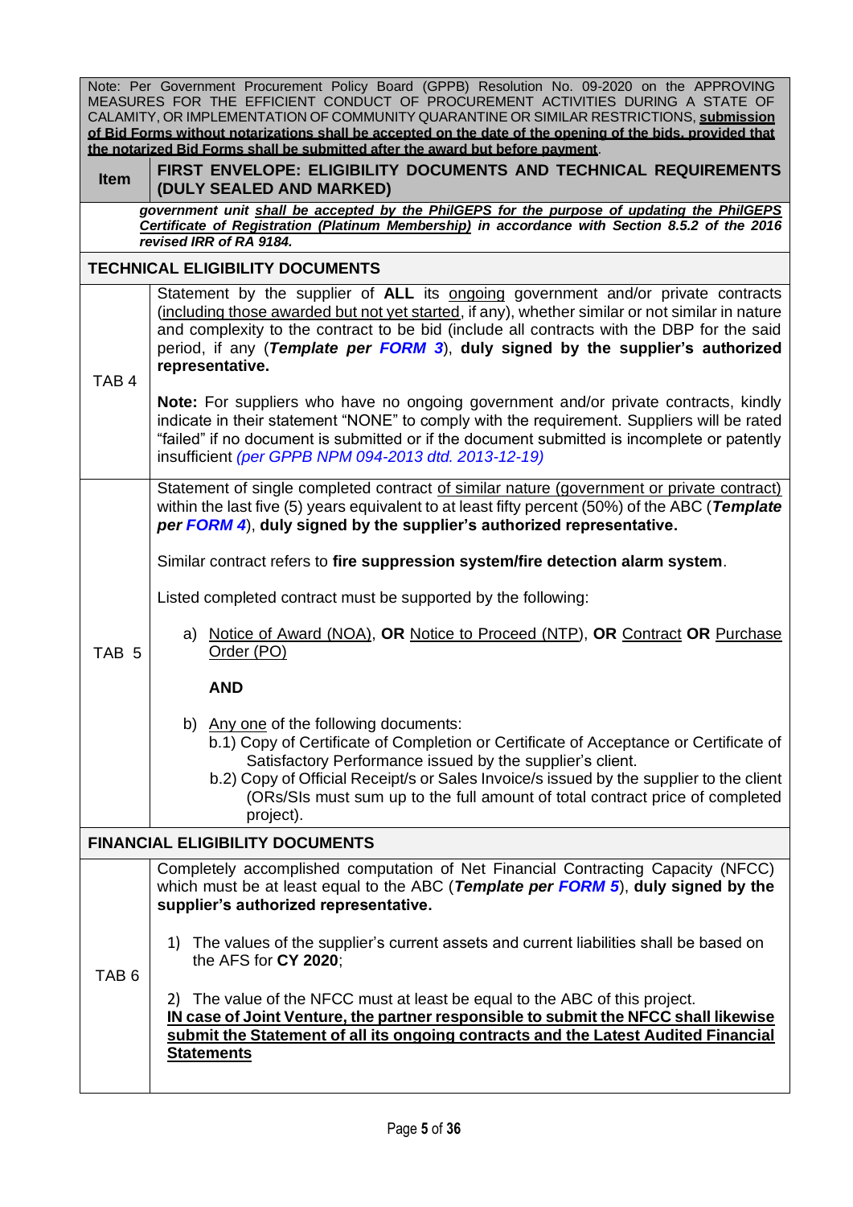| Note: Per Government Procurement Policy Board (GPPB) Resolution No. 09-2020 on the APPROVING MEASURES FOR THE EFFICIENT CONDUCT OF PROCUREMENT ACTIVITIES DURING A STATE OF CALAMITY, OR IMPLEMENTATION OF COMMUNITY QUARANTINE OR SIMILAR RESTRICTIONS, **submission of Bid Forms without notarizations shall be accepted on the date of the opening of the bids, provided that the notarized Bid Forms shall be submitted after the award but before payment**. | |
|---|---|
| **Item** | **FIRST ENVELOPE: ELIGIBILITY DOCUMENTS AND TECHNICAL REQUIREMENTS (DULY SEALED AND MARKED)** |
| | ***government unit shall be accepted by the PhilGEPS for the purpose of updating the PhilGEPS Certificate of Registration (Platinum Membership) in accordance with Section 8.5.2 of the 2016 revised IRR of RA 9184.*** |
| **TECHNICAL ELIGIBILITY DOCUMENTS** | |
| TAB 4 | Statement by the supplier of **ALL** its ongoing government and/or private contracts (including those awarded but not yet started, if any), whether similar or not similar in nature and complexity to the contract to be bid (include all contracts with the DBP for the said period, if any (***Template per FORM 3***), **duly signed by the supplier's authorized representative.**<br><br>**Note:** For suppliers who have no ongoing government and/or private contracts, kindly indicate in their statement "NONE" to comply with the requirement. Suppliers will be rated "failed" if no document is submitted or if the document submitted is incomplete or patently insufficient *(per GPPB NPM 094-2013 dtd. 2013-12-19)* |
| TAB 5 | Statement of single completed contract of similar nature (government or private contract) within the last five (5) years equivalent to at least fifty percent (50%) of the ABC (***Template per FORM 4***), **duly signed by the supplier's authorized representative.**<br><br>Similar contract refers to **fire suppression system/fire detection alarm system**.<br><br>Listed completed contract must be supported by the following:<br><br>a) Notice of Award (NOA), **OR** Notice to Proceed (NTP), **OR** Contract **OR** Purchase Order (PO)<br><br>**AND**<br><br>b) Any one of the following documents:<br>b.1) Copy of Certificate of Completion or Certificate of Acceptance or Certificate of Satisfactory Performance issued by the supplier's client.<br>b.2) Copy of Official Receipt/s or Sales Invoice/s issued by the supplier to the client (ORs/SIs must sum up to the full amount of total contract price of completed project). |
| **FINANCIAL ELIGIBILITY DOCUMENTS** | |
| TAB 6 | Completely accomplished computation of Net Financial Contracting Capacity (NFCC) which must be at least equal to the ABC (***Template per FORM 5***), **duly signed by the supplier's authorized representative.**<br><br>1) The values of the supplier's current assets and current liabilities shall be based on the AFS for **CY 2020**;<br><br>2) The value of the NFCC must at least be equal to the ABC of this project.<br>**IN case of Joint Venture, the partner responsible to submit the NFCC shall likewise submit the Statement of all its ongoing contracts and the Latest Audited Financial Statements** |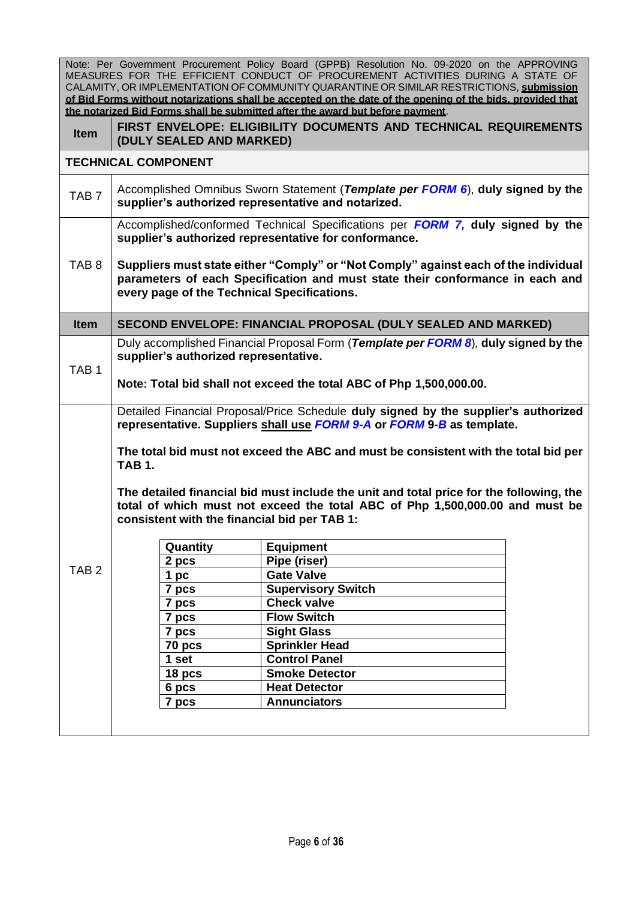Note: Per Government Procurement Policy Board (GPPB) Resolution No. 09-2020 on the APPROVING MEASURES FOR THE EFFICIENT CONDUCT OF PROCUREMENT ACTIVITIES DURING A STATE OF CALAMITY, OR IMPLEMENTATION OF COMMUNITY QUARANTINE OR SIMILAR RESTRICTIONS, **submission of Bid Forms without notarizations shall be accepted on the date of the opening of the bids, provided that the notarized Bid Forms shall be submitted after the award but before payment**.

| Item | FIRST ENVELOPE: ELIGIBILITY DOCUMENTS AND TECHNICAL REQUIREMENTS (DULY SEALED AND MARKED) |
|---|---|
| **TECHNICAL COMPONENT** | |
| TAB 7 | Accomplished Omnibus Sworn Statement (***Template per FORM 6***), **duly signed by the supplier's authorized representative and notarized.** |
| TAB 8 | Accomplished/conformed Technical Specifications per ***FORM 7,*** **duly signed by the supplier's authorized representative for conformance.**<br><br>**Suppliers must state either "Comply" or "Not Comply" against each of the individual parameters of each Specification and must state their conformance in each and every page of the Technical Specifications.** |

| Item | SECOND ENVELOPE: FINANCIAL PROPOSAL (DULY SEALED AND MARKED) |
|---|---|
| TAB 1 | Duly accomplished Financial Proposal Form (***Template per FORM 8***), **duly signed by the supplier's authorized representative.**<br><br>**Note: Total bid shall not exceed the total ABC of Php 1,500,000.00.** |
| TAB 2 | Detailed Financial Proposal/Price Schedule **duly signed by the supplier's authorized representative. Suppliers <u>shall use</u> *FORM 9-A* or *FORM 9-B* as template.**<br><br>**The total bid must not exceed the ABC and must be consistent with the total bid per TAB 1.**<br><br>**The detailed financial bid must include the unit and total price for the following, the total of which must not exceed the total ABC of Php 1,500,000.00 and must be consistent with the financial bid per TAB 1:** |

| Quantity | Equipment |
|---|---|
| 2 pcs | Pipe (riser) |
| 1 pc | Gate Valve |
| 7 pcs | Supervisory Switch |
| 7 pcs | Check valve |
| 7 pcs | Flow Switch |
| 7 pcs | Sight Glass |
| 70 pcs | Sprinkler Head |
| 1 set | Control Panel |
| 18 pcs | Smoke Detector |
| 6 pcs | Heat Detector |
| 7 pcs | Annunciators |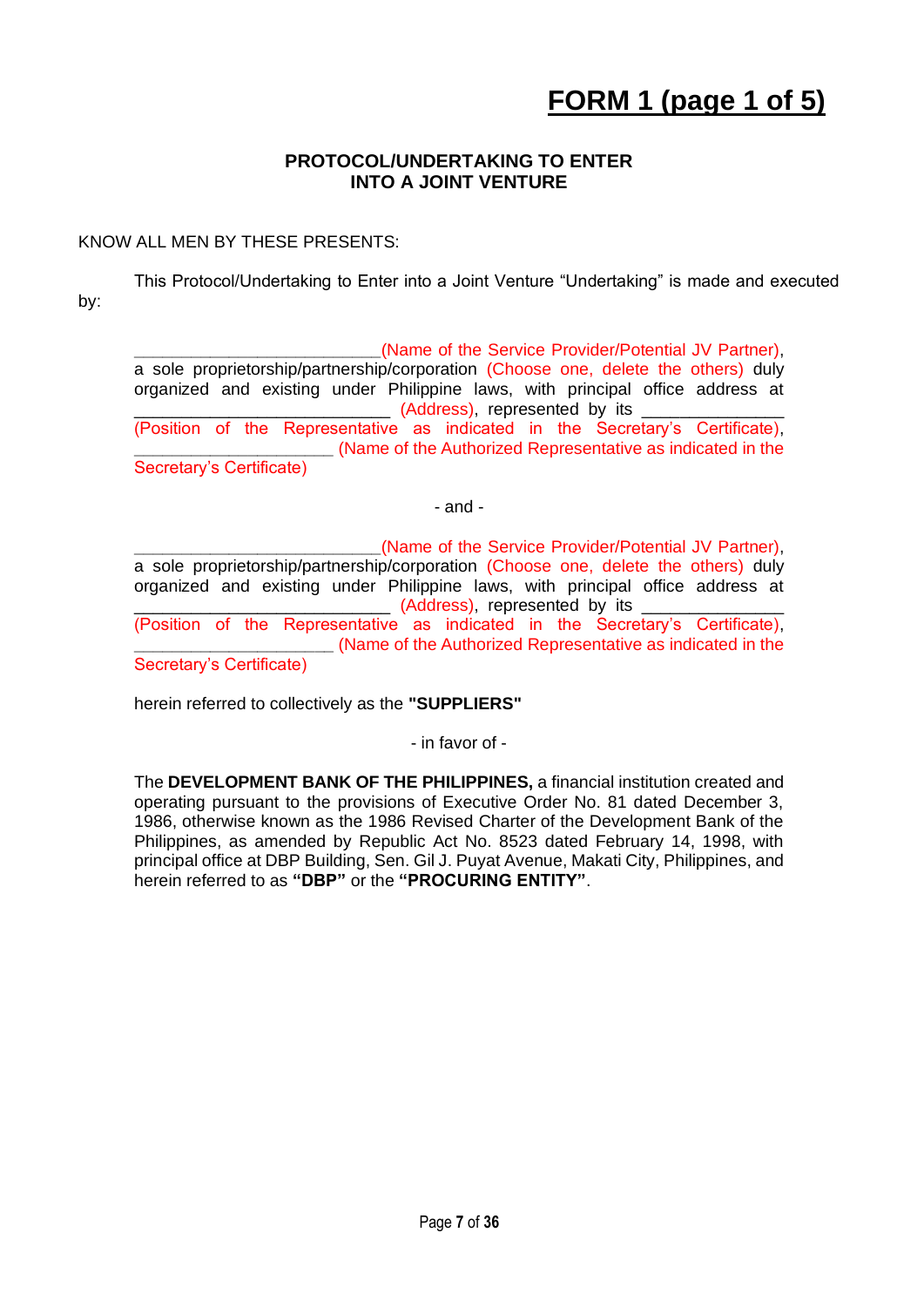# FORM 1 (page 1 of 5)

**PROTOCOL/UNDERTAKING TO ENTER INTO A JOINT VENTURE**

KNOW ALL MEN BY THESE PRESENTS:

This Protocol/Undertaking to Enter into a Joint Venture "Undertaking" is made and executed by:

___________________________(Name of the Service Provider/Potential JV Partner), a sole proprietorship/partnership/corporation (Choose one, delete the others) duly organized and existing under Philippine laws, with principal office address at ___________________________ (Address), represented by its _______________ (Position of the Representative as indicated in the Secretary's Certificate), ______________________ (Name of the Authorized Representative as indicated in the Secretary's Certificate)

- and -

___________________________(Name of the Service Provider/Potential JV Partner), a sole proprietorship/partnership/corporation (Choose one, delete the others) duly organized and existing under Philippine laws, with principal office address at ___________________________ (Address), represented by its _______________ (Position of the Representative as indicated in the Secretary's Certificate), ______________________ (Name of the Authorized Representative as indicated in the Secretary's Certificate)

herein referred to collectively as the **"SUPPLIERS"**

- in favor of -

The **DEVELOPMENT BANK OF THE PHILIPPINES,** a financial institution created and operating pursuant to the provisions of Executive Order No. 81 dated December 3, 1986, otherwise known as the 1986 Revised Charter of the Development Bank of the Philippines, as amended by Republic Act No. 8523 dated February 14, 1998, with principal office at DBP Building, Sen. Gil J. Puyat Avenue, Makati City, Philippines, and herein referred to as **"DBP"** or the **"PROCURING ENTITY"**.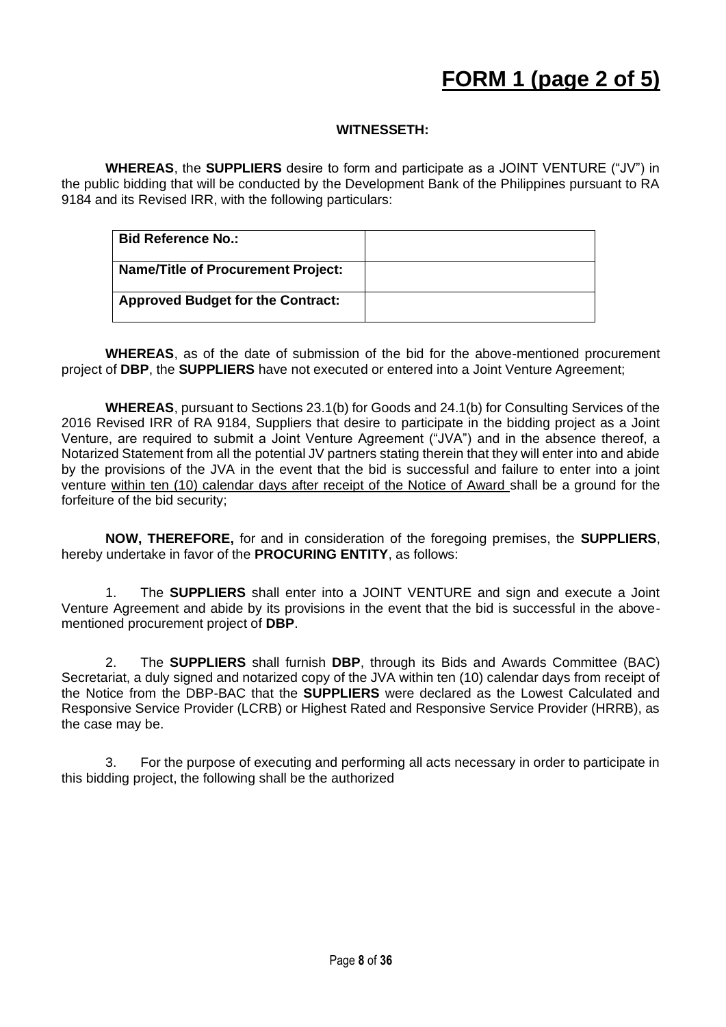# FORM 1 (page 2 of 5)

**WITNESSETH:**

**WHEREAS**, the **SUPPLIERS** desire to form and participate as a JOINT VENTURE ("JV") in the public bidding that will be conducted by the Development Bank of the Philippines pursuant to RA 9184 and its Revised IRR, with the following particulars:

| **Bid Reference No.:** | |
|---|---|
| **Name/Title of Procurement Project:** | |
| **Approved Budget for the Contract:** | |

**WHEREAS**, as of the date of submission of the bid for the above-mentioned procurement project of **DBP**, the **SUPPLIERS** have not executed or entered into a Joint Venture Agreement;

**WHEREAS**, pursuant to Sections 23.1(b) for Goods and 24.1(b) for Consulting Services of the 2016 Revised IRR of RA 9184, Suppliers that desire to participate in the bidding project as a Joint Venture, are required to submit a Joint Venture Agreement ("JVA") and in the absence thereof, a Notarized Statement from all the potential JV partners stating therein that they will enter into and abide by the provisions of the JVA in the event that the bid is successful and failure to enter into a joint venture within ten (10) calendar days after receipt of the Notice of Award shall be a ground for the forfeiture of the bid security;

**NOW, THEREFORE,** for and in consideration of the foregoing premises, the **SUPPLIERS**, hereby undertake in favor of the **PROCURING ENTITY**, as follows:

1. The **SUPPLIERS** shall enter into a JOINT VENTURE and sign and execute a Joint Venture Agreement and abide by its provisions in the event that the bid is successful in the above-mentioned procurement project of **DBP**.

2. The **SUPPLIERS** shall furnish **DBP**, through its Bids and Awards Committee (BAC) Secretariat, a duly signed and notarized copy of the JVA within ten (10) calendar days from receipt of the Notice from the DBP-BAC that the **SUPPLIERS** were declared as the Lowest Calculated and Responsive Service Provider (LCRB) or Highest Rated and Responsive Service Provider (HRRB), as the case may be.

3. For the purpose of executing and performing all acts necessary in order to participate in this bidding project, the following shall be the authorized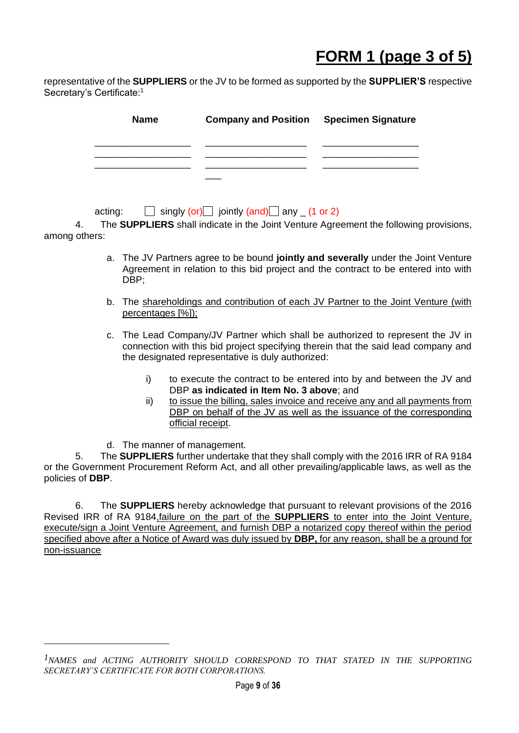# FORM 1 (page 3 of 5)

representative of the **SUPPLIERS** or the JV to be formed as supported by the **SUPPLIER'S** respective Secretary's Certificate:[1]

| Name | Company and Position | Specimen Signature |
|---|---|---|
| __________________ | ___________________ | __________________ |
| __________________ | ___________________ | __________________ |
| __________________ | ___________________ | __________________ |

acting: ☐ singly (or) ☐ jointly (and) ☐ any _ (1 or 2)

4. The **SUPPLIERS** shall indicate in the Joint Venture Agreement the following provisions, among others:

a. The JV Partners agree to be bound **jointly and severally** under the Joint Venture Agreement in relation to this bid project and the contract to be entered into with DBP;

b. The <u>shareholdings and contribution of each JV Partner to the Joint Venture (with percentages [%]);</u>

c. The Lead Company/JV Partner which shall be authorized to represent the JV in connection with this bid project specifying therein that the said lead company and the designated representative is duly authorized:

   i) to execute the contract to be entered into by and between the JV and DBP **as indicated in Item No. 3 above**; and
   
   ii) <u>to issue the billing, sales invoice and receive any and all payments from DBP on behalf of the JV as well as the issuance of the corresponding official receipt</u>.

d. The manner of management.

5. The **SUPPLIERS** further undertake that they shall comply with the 2016 IRR of RA 9184 or the Government Procurement Reform Act, and all other prevailing/applicable laws, as well as the policies of **DBP**.

6. The **SUPPLIERS** hereby acknowledge that pursuant to relevant provisions of the 2016 Revised IRR of RA 9184,<u>failure on the part of the **SUPPLIERS** to enter into the Joint Venture, execute/sign a Joint Venture Agreement, and furnish DBP a notarized copy thereof within the period specified above after a Notice of Award was duly issued by **DBP,** for any reason, shall be a ground for non-issuance</u>

---

[1] *NAMES and ACTING AUTHORITY SHOULD CORRESPOND TO THAT STATED IN THE SUPPORTING SECRETARY'S CERTIFICATE FOR BOTH CORPORATIONS.*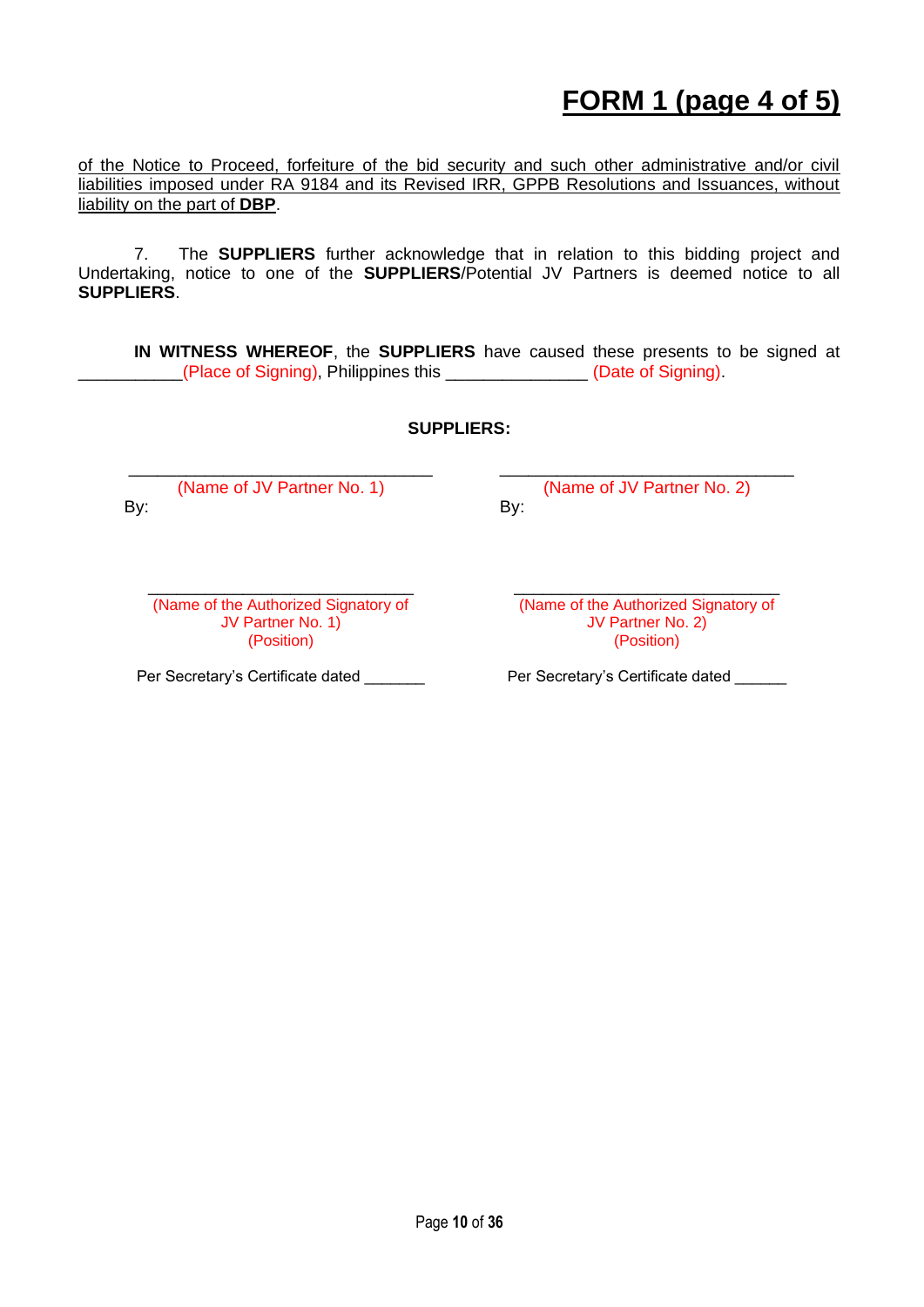# FORM 1 (page 4 of 5)

of the Notice to Proceed, forfeiture of the bid security and such other administrative and/or civil liabilities imposed under RA 9184 and its Revised IRR, GPPB Resolutions and Issuances, without liability on the part of **DBP**.

7. The **SUPPLIERS** further acknowledge that in relation to this bidding project and Undertaking, notice to one of the **SUPPLIERS**/Potential JV Partners is deemed notice to all **SUPPLIERS**.

**IN WITNESS WHEREOF**, the **SUPPLIERS** have caused these presents to be signed at ___________(Place of Signing), Philippines this _______________ (Date of Signing).

**SUPPLIERS:**

| ________________________________ | ________________________________ |
|---|---|
| (Name of JV Partner No. 1) | (Name of JV Partner No. 2) |
| By: | By: |
| | |
| ____________________________ | ____________________________ |
| (Name of the Authorized Signatory of JV Partner No. 1) | (Name of the Authorized Signatory of JV Partner No. 2) |
| (Position) | (Position) |
| Per Secretary's Certificate dated _______ | Per Secretary's Certificate dated ______ |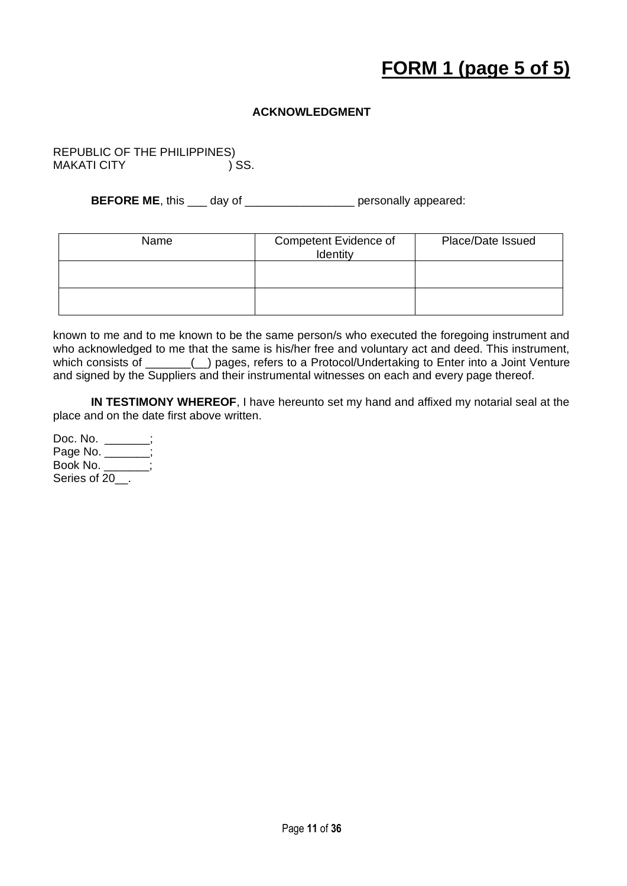# FORM 1 (page 5 of 5)

**ACKNOWLEDGMENT**

REPUBLIC OF THE PHILIPPINES)
MAKATI CITY ) SS.

**BEFORE ME**, this ___ day of _________________ personally appeared:

| Name | Competent Evidence of Identity | Place/Date Issued |
|---|---|---|
| | | |
| | | |

known to me and to me known to be the same person/s who executed the foregoing instrument and who acknowledged to me that the same is his/her free and voluntary act and deed. This instrument, which consists of _______(__) pages, refers to a Protocol/Undertaking to Enter into a Joint Venture and signed by the Suppliers and their instrumental witnesses on each and every page thereof.

**IN TESTIMONY WHEREOF**, I have hereunto set my hand and affixed my notarial seal at the place and on the date first above written.

Doc. No. _______;
Page No. _______;
Book No. _______;
Series of 20__.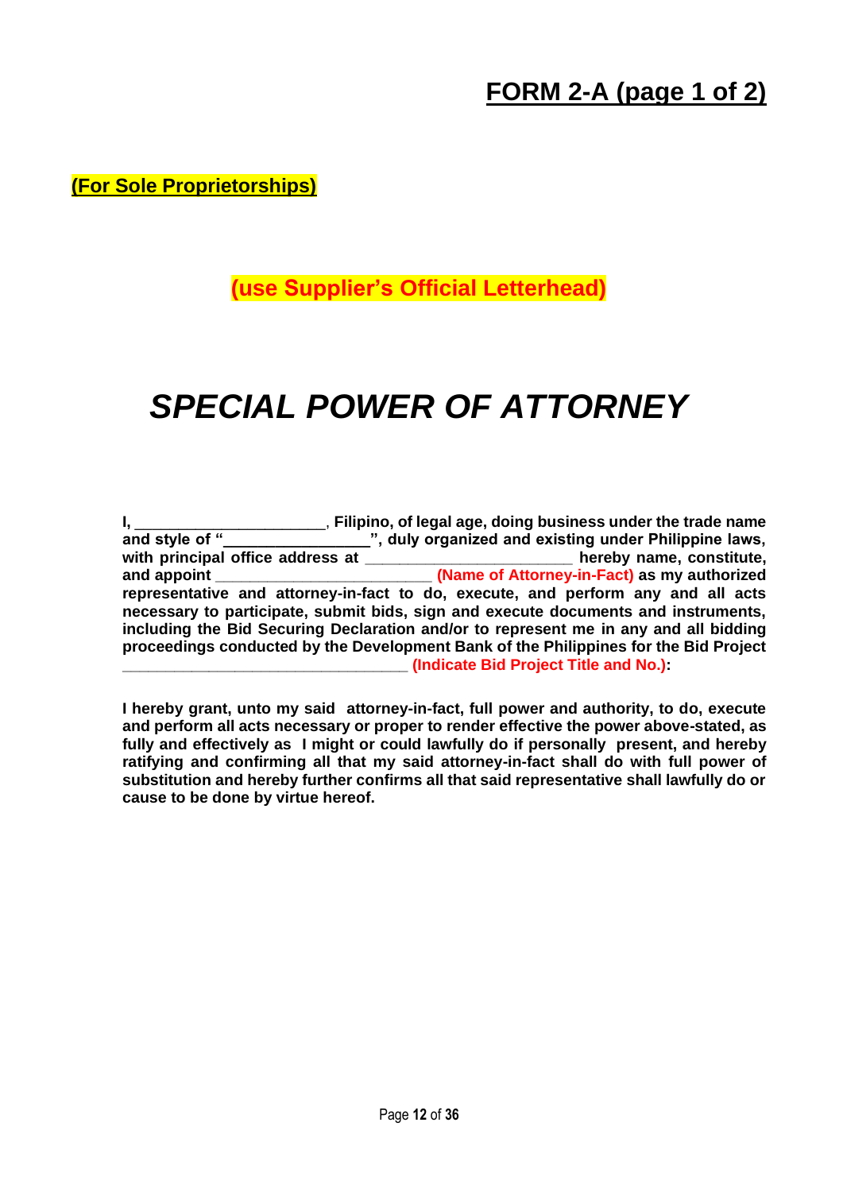**FORM 2-A (page 1 of 2)**

**(For Sole Proprietorships)**

**(use Supplier's Official Letterhead)**

# *SPECIAL POWER OF ATTORNEY*

**I, ______________________, Filipino, of legal age, doing business under the trade name and style of "________________", duly organized and existing under Philippine laws, with principal office address at ________________________ hereby name, constitute, and appoint ________________________ (Name of Attorney-in-Fact) as my authorized representative and attorney-in-fact to do, execute, and perform any and all acts necessary to participate, submit bids, sign and execute documents and instruments, including the Bid Securing Declaration and/or to represent me in any and all bidding proceedings conducted by the Development Bank of the Philippines for the Bid Project ________________________________ (Indicate Bid Project Title and No.):**

**I hereby grant, unto my said attorney-in-fact, full power and authority, to do, execute and perform all acts necessary or proper to render effective the power above-stated, as fully and effectively as I might or could lawfully do if personally present, and hereby ratifying and confirming all that my said attorney-in-fact shall do with full power of substitution and hereby further confirms all that said representative shall lawfully do or cause to be done by virtue hereof.**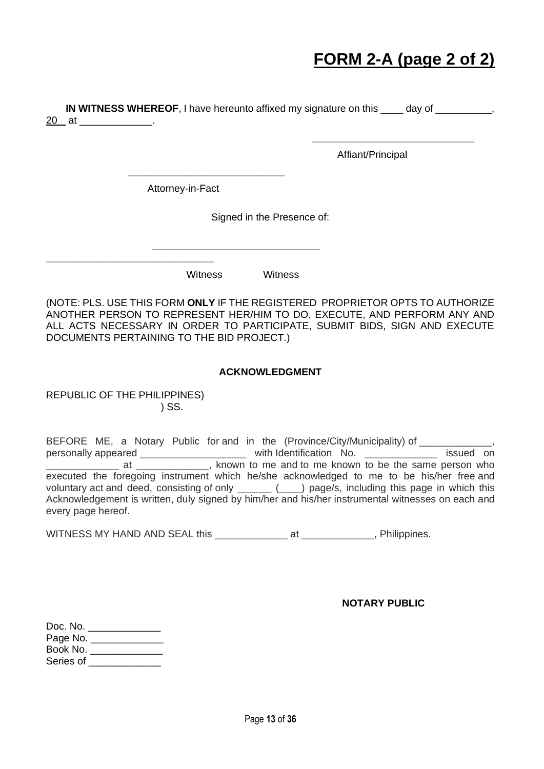# FORM 2-A (page 2 of 2)

**IN WITNESS WHEREOF**, I have hereunto affixed my signature on this ____ day of __________, 20__ at _____________.

_____________________________
Affiant/Principal

_____________________________
Attorney-in-Fact

Signed in the Presence of:

_____________________________ _____________________________
Witness Witness

(NOTE: PLS. USE THIS FORM **ONLY** IF THE REGISTERED PROPRIETOR OPTS TO AUTHORIZE ANOTHER PERSON TO REPRESENT HER/HIM TO DO, EXECUTE, AND PERFORM ANY AND ALL ACTS NECESSARY IN ORDER TO PARTICIPATE, SUBMIT BIDS, SIGN AND EXECUTE DOCUMENTS PERTAINING TO THE BID PROJECT.)

**ACKNOWLEDGMENT**

REPUBLIC OF THE PHILIPPINES)
) SS.

BEFORE ME, a Notary Public for and in the (Province/City/Municipality) of _____________, personally appeared ___________________ with Identification No. _____________ issued on _____________ at _____________, known to me and to me known to be the same person who executed the foregoing instrument which he/she acknowledged to me to be his/her free and voluntary act and deed, consisting of only ______ (____) page/s, including this page in which this Acknowledgement is written, duly signed by him/her and his/her instrumental witnesses on each and every page hereof.

WITNESS MY HAND AND SEAL this _____________ at _____________, Philippines.

**NOTARY PUBLIC**

Doc. No. _____________
Page No. _____________
Book No. _____________
Series of _____________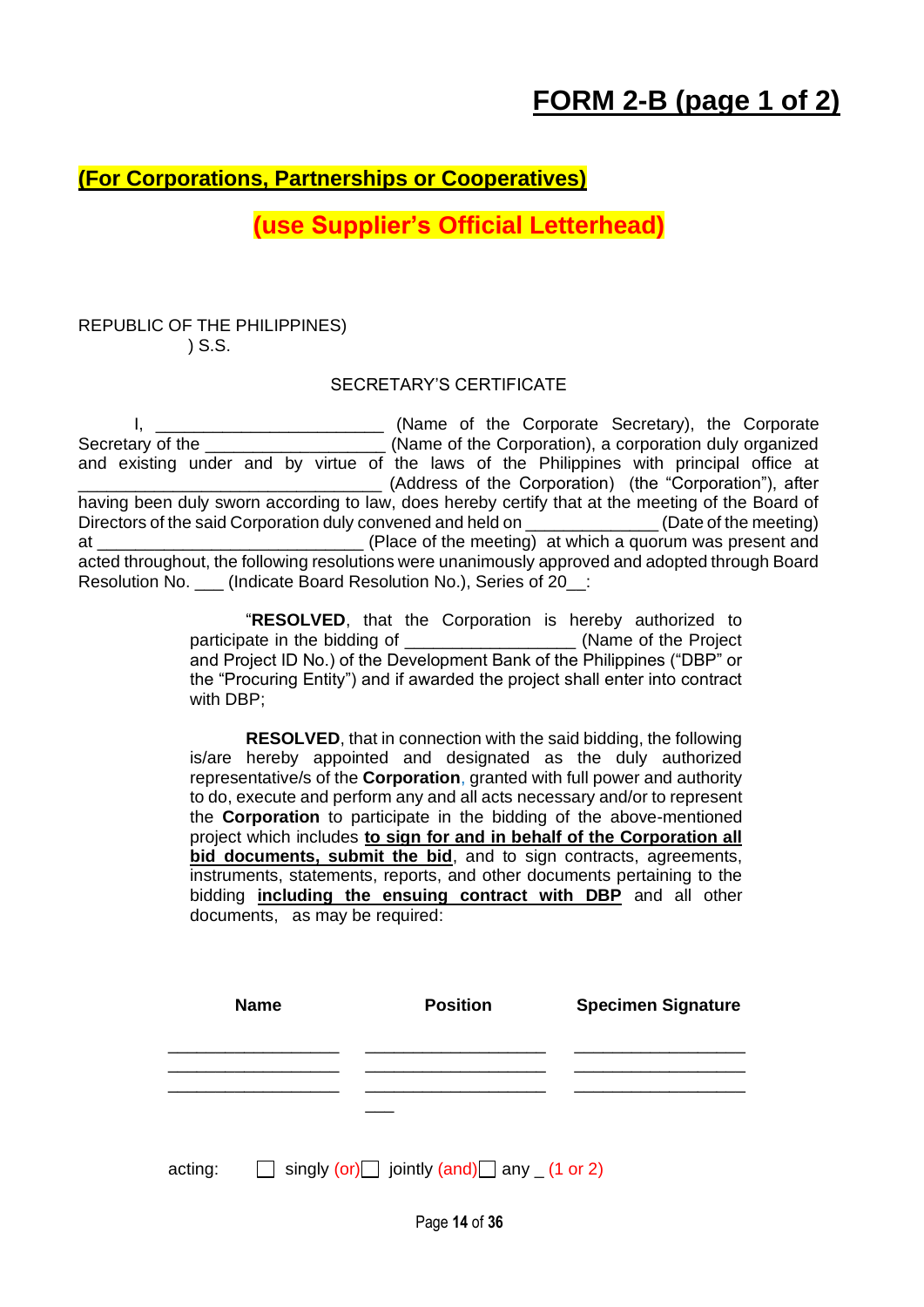# FORM 2-B (page 1 of 2)

**(For Corporations, Partnerships or Cooperatives)**

**(use Supplier's Official Letterhead)**

REPUBLIC OF THE PHILIPPINES)
) S.S.

SECRETARY'S CERTIFICATE

I, ________________________ (Name of the Corporate Secretary), the Corporate Secretary of the __________________ (Name of the Corporation), a corporation duly organized and existing under and by virtue of the laws of the Philippines with principal office at ________________________________ (Address of the Corporation) (the "Corporation"), after having been duly sworn according to law, does hereby certify that at the meeting of the Board of Directors of the said Corporation duly convened and held on _____________ (Date of the meeting) at ____________________________ (Place of the meeting) at which a quorum was present and acted throughout, the following resolutions were unanimously approved and adopted through Board Resolution No. ___ (Indicate Board Resolution No.), Series of 20__:

> "**RESOLVED**, that the Corporation is hereby authorized to participate in the bidding of _________________ (Name of the Project and Project ID No.) of the Development Bank of the Philippines ("DBP" or the "Procuring Entity") and if awarded the project shall enter into contract with DBP;
>
> **RESOLVED**, that in connection with the said bidding, the following is/are hereby appointed and designated as the duly authorized representative/s of the **Corporation**, granted with full power and authority to do, execute and perform any and all acts necessary and/or to represent the **Corporation** to participate in the bidding of the above-mentioned project which includes **to sign for and in behalf of the Corporation all bid documents, submit the bid**, and to sign contracts, agreements, instruments, statements, reports, and other documents pertaining to the bidding **including the ensuing contract with DBP** and all other documents, as may be required:

| Name | Position | Specimen Signature |
|---|---|---|
| _________________ | __________________ | _________________ |
| _________________ | __________________ | _________________ |
| _________________ | __________________ | _________________ |

acting: ☐ singly (or) ☐ jointly (and) ☐ any _ (1 or 2)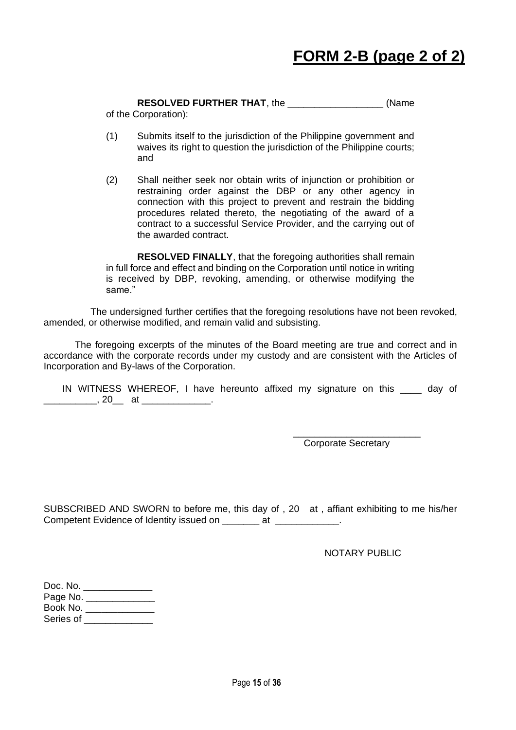# **FORM 2-B (page 2 of 2)**

**RESOLVED FURTHER THAT**, the __________________ (Name of the Corporation):

(1) Submits itself to the jurisdiction of the Philippine government and waives its right to question the jurisdiction of the Philippine courts; and

(2) Shall neither seek nor obtain writs of injunction or prohibition or restraining order against the DBP or any other agency in connection with this project to prevent and restrain the bidding procedures related thereto, the negotiating of the award of a contract to a successful Service Provider, and the carrying out of the awarded contract.

**RESOLVED FINALLY**, that the foregoing authorities shall remain in full force and effect and binding on the Corporation until notice in writing is received by DBP, revoking, amending, or otherwise modifying the same."

The undersigned further certifies that the foregoing resolutions have not been revoked, amended, or otherwise modified, and remain valid and subsisting.

The foregoing excerpts of the minutes of the Board meeting are true and correct and in accordance with the corporate records under my custody and are consistent with the Articles of Incorporation and By-laws of the Corporation.

IN WITNESS WHEREOF, I have hereunto affixed my signature on this ____ day of __________, 20__ at _____________.

________________________
Corporate Secretary

SUBSCRIBED AND SWORN to before me, this day of , 20 at , affiant exhibiting to me his/her Competent Evidence of Identity issued on _______ at ____________.

NOTARY PUBLIC

Doc. No. _____________
Page No. _____________
Book No. _____________
Series of _____________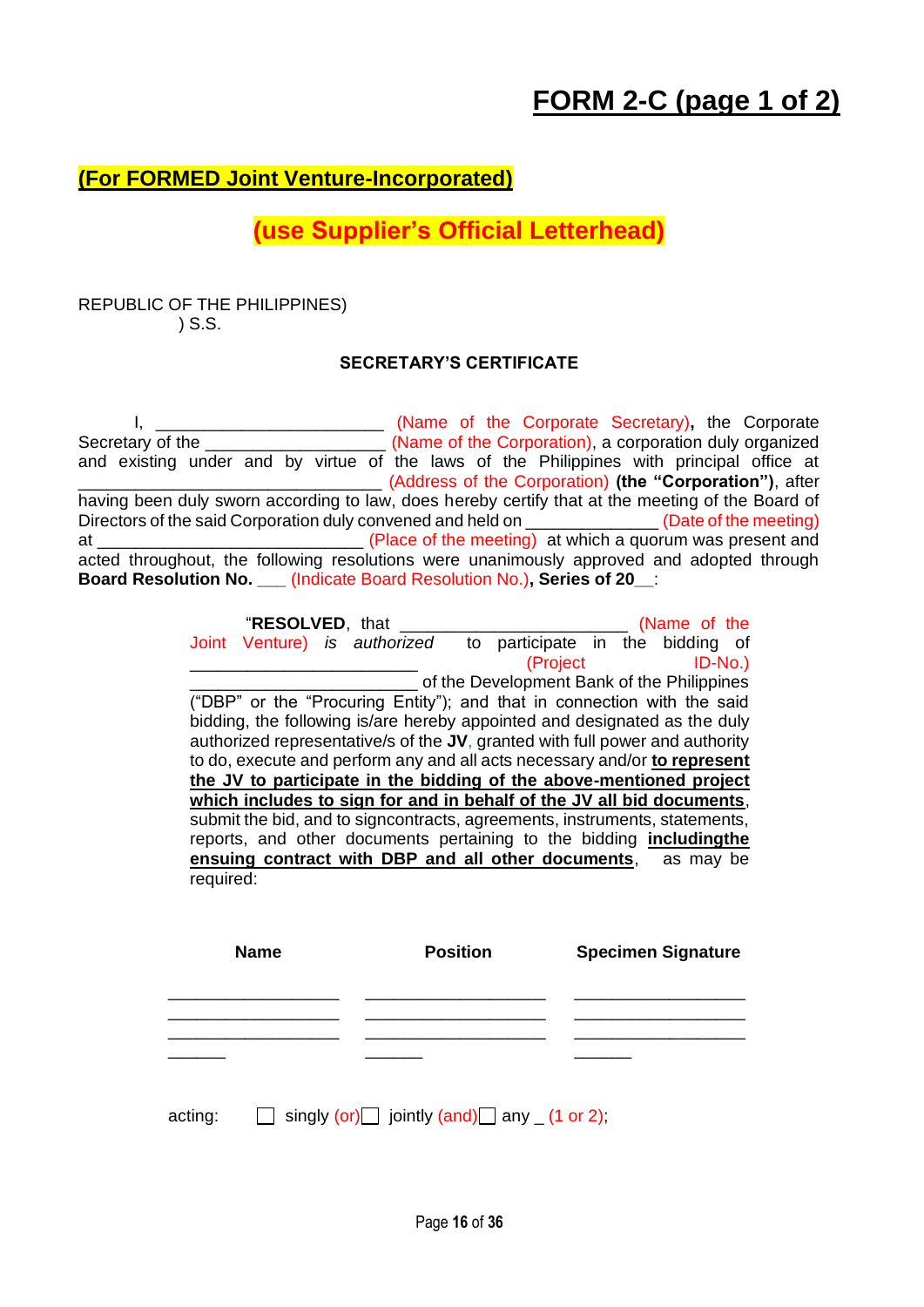# FORM 2-C (page 1 of 2)

**(For FORMED Joint Venture-Incorporated)**

**(use Supplier's Official Letterhead)**

REPUBLIC OF THE PHILIPPINES)
) S.S.

**SECRETARY'S CERTIFICATE**

I, ________________________ (Name of the Corporate Secretary), the Corporate Secretary of the ___________________ (Name of the Corporation), a corporation duly organized and existing under and by virtue of the laws of the Philippines with principal office at ________________________________ (Address of the Corporation) **(the "Corporation")**, after having been duly sworn according to law, does hereby certify that at the meeting of the Board of Directors of the said Corporation duly convened and held on ______________ (Date of the meeting) at ____________________________ (Place of the meeting) at which a quorum was present and acted throughout, the following resolutions were unanimously approved and adopted through **Board Resolution No.** ___ (Indicate Board Resolution No.)**, Series of 20**__:

> "**RESOLVED**, that ________________________ (Name of the Joint Venture) *is authorized* to participate in the bidding of ________________________ (Project ID-No.) ________________________ of the Development Bank of the Philippines ("DBP" or the "Procuring Entity"); and that in connection with the said bidding, the following is/are hereby appointed and designated as the duly authorized representative/s of the **JV**, granted with full power and authority to do, execute and perform any and all acts necessary and/or **to represent the JV to participate in the bidding of the above-mentioned project which includes to sign for and in behalf of the JV all bid documents**, submit the bid, and to signcontracts, agreements, instruments, statements, reports, and other documents pertaining to the bidding **includingthe ensuing contract with DBP and all other documents**, as may be required:

| Name | Position | Specimen Signature |
|---|---|---|
| __________________ | ___________________ | __________________ |
| __________________ | ___________________ | __________________ |
| __________________ | ___________________ | __________________ |
| ______ | ______ | ______ |

acting: ☐ singly (or) ☐ jointly (and) ☐ any _ (1 or 2);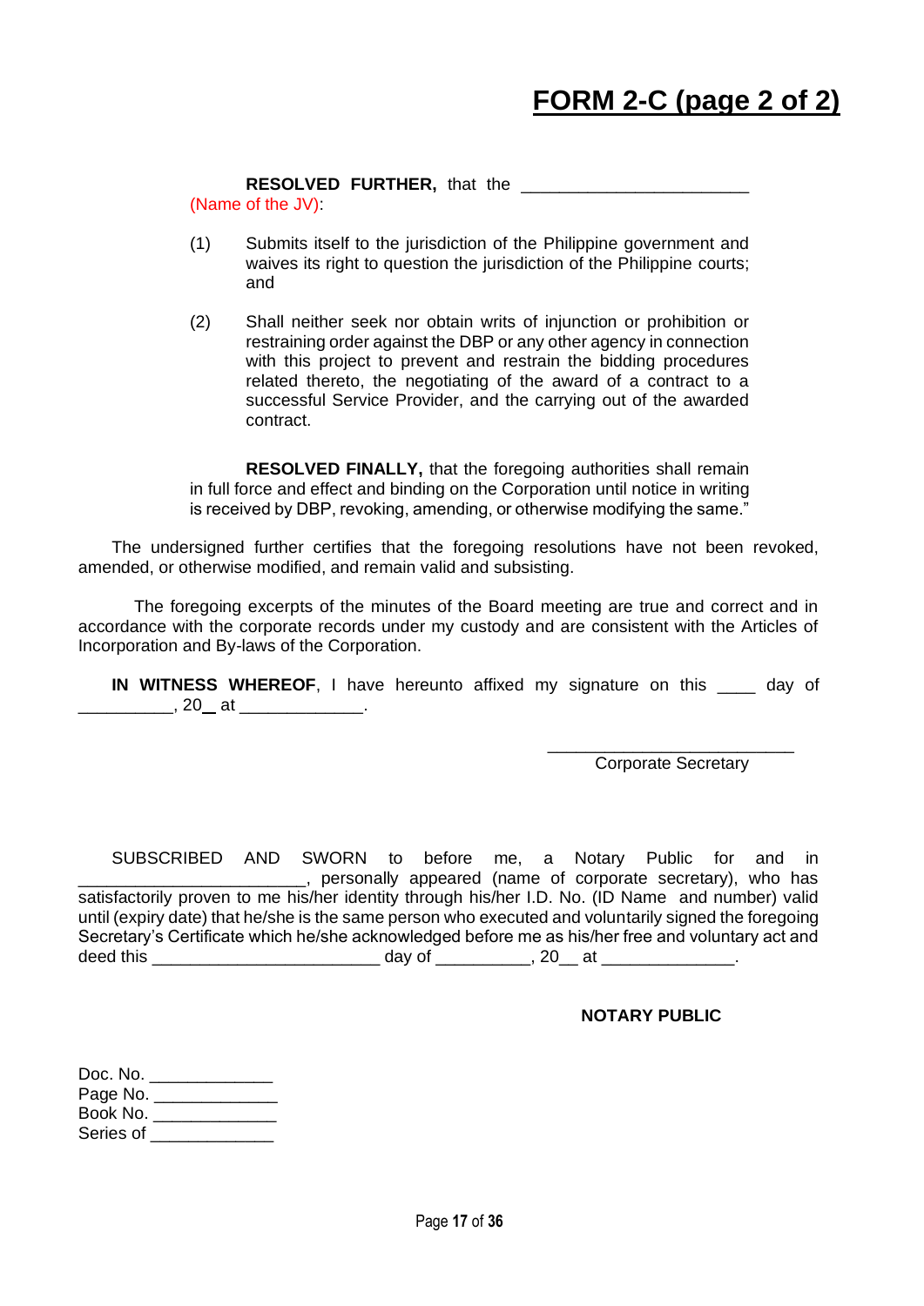# FORM 2-C (page 2 of 2)

**RESOLVED FURTHER,** that the ________________________ (Name of the JV):

(1) Submits itself to the jurisdiction of the Philippine government and waives its right to question the jurisdiction of the Philippine courts; and

(2) Shall neither seek nor obtain writs of injunction or prohibition or restraining order against the DBP or any other agency in connection with this project to prevent and restrain the bidding procedures related thereto, the negotiating of the award of a contract to a successful Service Provider, and the carrying out of the awarded contract.

**RESOLVED FINALLY,** that the foregoing authorities shall remain in full force and effect and binding on the Corporation until notice in writing is received by DBP, revoking, amending, or otherwise modifying the same."

The undersigned further certifies that the foregoing resolutions have not been revoked, amended, or otherwise modified, and remain valid and subsisting.

The foregoing excerpts of the minutes of the Board meeting are true and correct and in accordance with the corporate records under my custody and are consistent with the Articles of Incorporation and By-laws of the Corporation.

**IN WITNESS WHEREOF**, I have hereunto affixed my signature on this ____ day of __________, 20__ at _____________.

__________________________
Corporate Secretary

SUBSCRIBED AND SWORN to before me, a Notary Public for and in ________________________, personally appeared (name of corporate secretary), who has satisfactorily proven to me his/her identity through his/her I.D. No. (ID Name and number) valid until (expiry date) that he/she is the same person who executed and voluntarily signed the foregoing Secretary's Certificate which he/she acknowledged before me as his/her free and voluntary act and deed this ________________________ day of __________, 20__ at ______________.

**NOTARY PUBLIC**

Doc. No. _____________
Page No. _____________
Book No. _____________
Series of _____________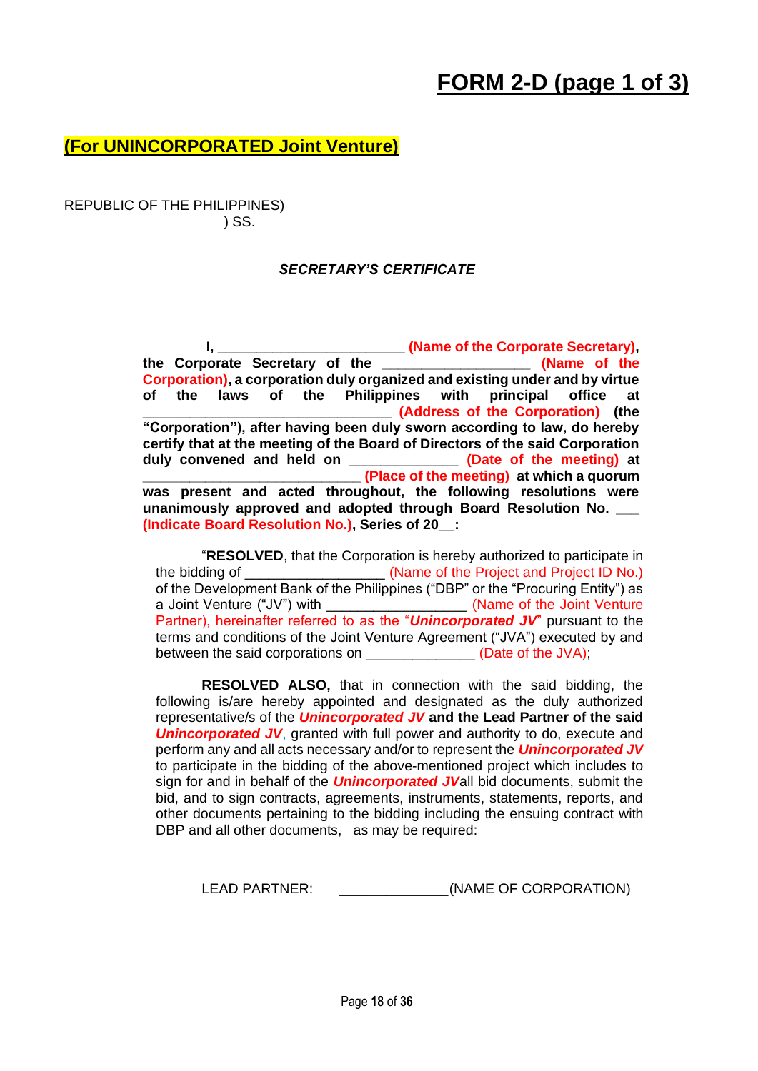# FORM 2-D (page 1 of 3)

**(For UNINCORPORATED Joint Venture)**

REPUBLIC OF THE PHILIPPINES)
) SS.

***SECRETARY'S CERTIFICATE***

**I, _______________________ (Name of the Corporate Secretary), the Corporate Secretary of the __________________ (Name of the Corporation), a corporation duly organized and existing under and by virtue of the laws of the Philippines with principal office at ______________________________ (Address of the Corporation) (the "Corporation"), after having been duly sworn according to law, do hereby certify that at the meeting of the Board of Directors of the said Corporation duly convened and held on _____________ (Date of the meeting) at ___________________________ (Place of the meeting) at which a quorum was present and acted throughout, the following resolutions were unanimously approved and adopted through Board Resolution No. ___ (Indicate Board Resolution No.), Series of 20__:**

"**RESOLVED**, that the Corporation is hereby authorized to participate in the bidding of _________________ (Name of the Project and Project ID No.) of the Development Bank of the Philippines ("DBP" or the "Procuring Entity") as a Joint Venture ("JV") with _________________ (Name of the Joint Venture Partner), hereinafter referred to as the "***Unincorporated JV***" pursuant to the terms and conditions of the Joint Venture Agreement ("JVA") executed by and between the said corporations on _____________ (Date of the JVA);

**RESOLVED ALSO,** that in connection with the said bidding, the following is/are hereby appointed and designated as the duly authorized representative/s of the ***Unincorporated JV*** **and the Lead Partner of the said** ***Unincorporated JV***, granted with full power and authority to do, execute and perform any and all acts necessary and/or to represent the ***Unincorporated JV*** to participate in the bidding of the above-mentioned project which includes to sign for and in behalf of the ***Unincorporated JV***all bid documents, submit the bid, and to sign contracts, agreements, instruments, statements, reports, and other documents pertaining to the bidding including the ensuing contract with DBP and all other documents, as may be required:

LEAD PARTNER: _____________(NAME OF CORPORATION)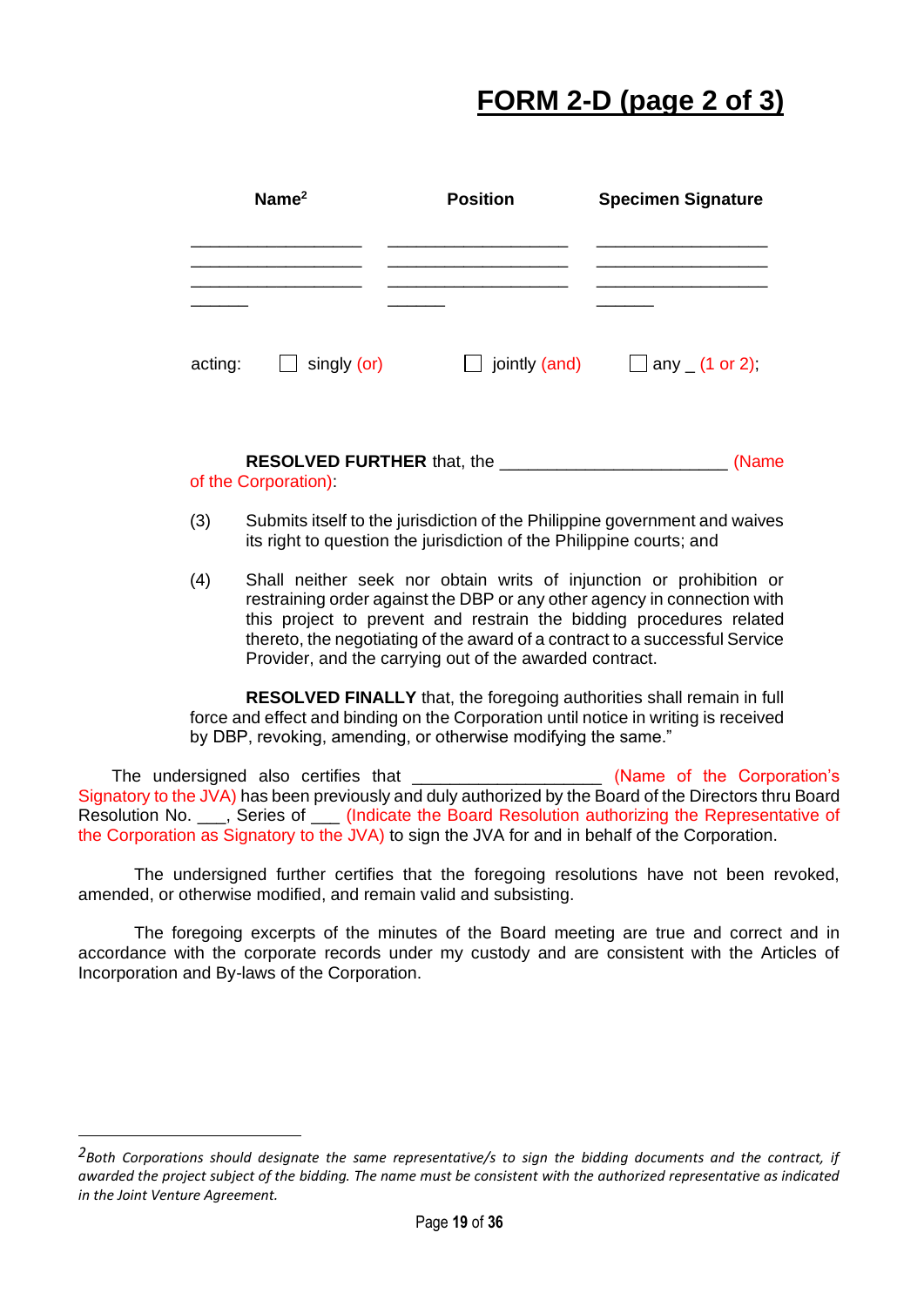# FORM 2-D (page 2 of 3)

| Name[2] | Position | Specimen Signature |
|---|---|---|
| ____________________ | ____________________ | ____________________ |
| ____________________ | ____________________ | ____________________ |
| ____________________ | ____________________ | ____________________ |
| ______ | ______ | ______ |

acting: ☐ singly (or) ☐ jointly (and) ☐ any _ (1 or 2);

**RESOLVED FURTHER** that, the _______________________ (Name of the Corporation):

(3) Submits itself to the jurisdiction of the Philippine government and waives its right to question the jurisdiction of the Philippine courts; and

(4) Shall neither seek nor obtain writs of injunction or prohibition or restraining order against the DBP or any other agency in connection with this project to prevent and restrain the bidding procedures related thereto, the negotiating of the award of a contract to a successful Service Provider, and the carrying out of the awarded contract.

**RESOLVED FINALLY** that, the foregoing authorities shall remain in full force and effect and binding on the Corporation until notice in writing is received by DBP, revoking, amending, or otherwise modifying the same."

The undersigned also certifies that ___________________ (Name of the Corporation's Signatory to the JVA) has been previously and duly authorized by the Board of the Directors thru Board Resolution No. ___, Series of ___ (Indicate the Board Resolution authorizing the Representative of the Corporation as Signatory to the JVA) to sign the JVA for and in behalf of the Corporation.

The undersigned further certifies that the foregoing resolutions have not been revoked, amended, or otherwise modified, and remain valid and subsisting.

The foregoing excerpts of the minutes of the Board meeting are true and correct and in accordance with the corporate records under my custody and are consistent with the Articles of Incorporation and By-laws of the Corporation.

---

[2] *Both Corporations should designate the same representative/s to sign the bidding documents and the contract, if awarded the project subject of the bidding. The name must be consistent with the authorized representative as indicated in the Joint Venture Agreement.*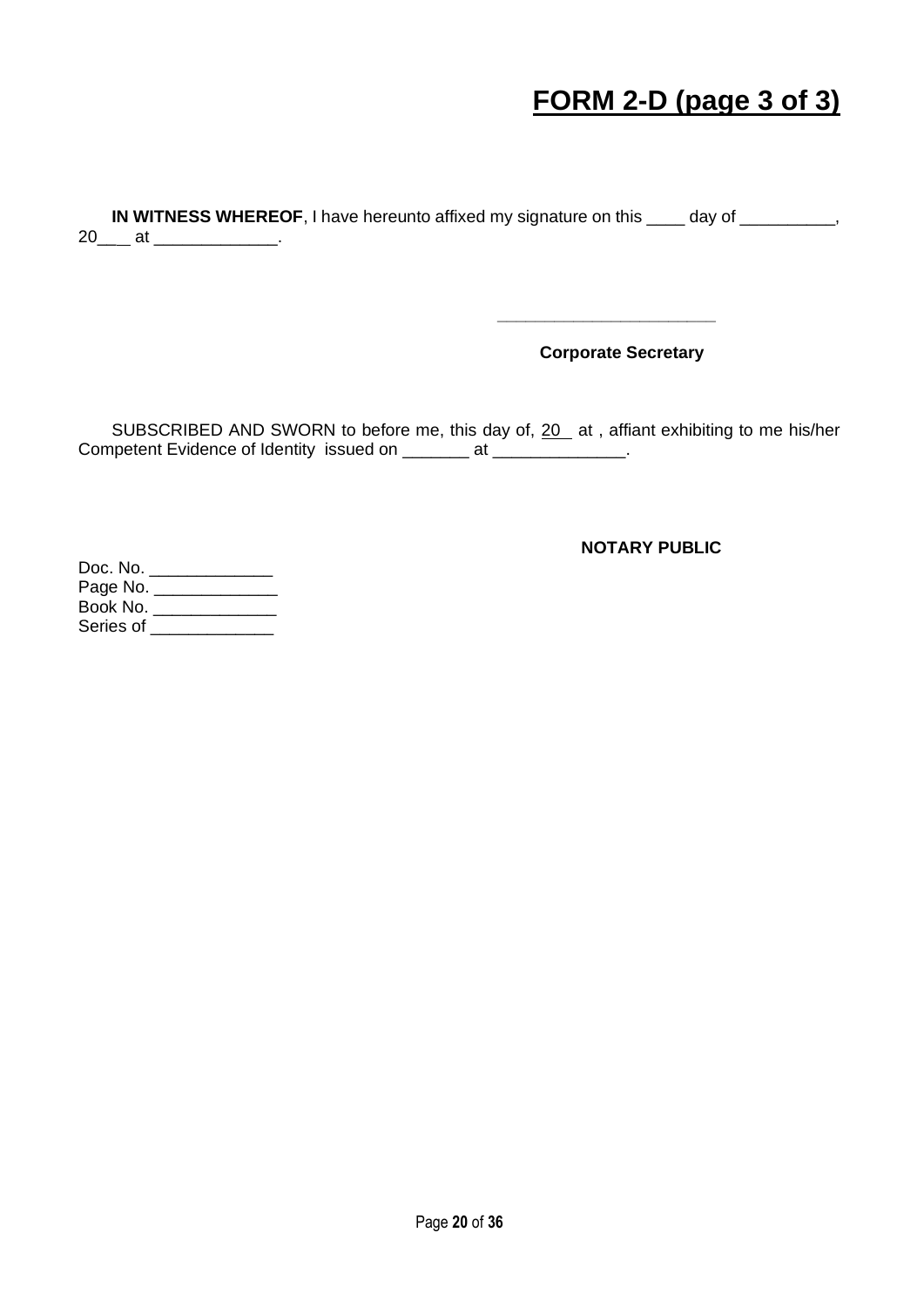# FORM 2-D (page 3 of 3)

**IN WITNESS WHEREOF**, I have hereunto affixed my signature on this ____ day of __________, 20___ at _____________.

_______________________

**Corporate Secretary**

SUBSCRIBED AND SWORN to before me, this day of, 20__ at , affiant exhibiting to me his/her Competent Evidence of Identity issued on _______ at ______________.

**NOTARY PUBLIC**

Doc. No. _____________
Page No. _____________
Book No. _____________
Series of _____________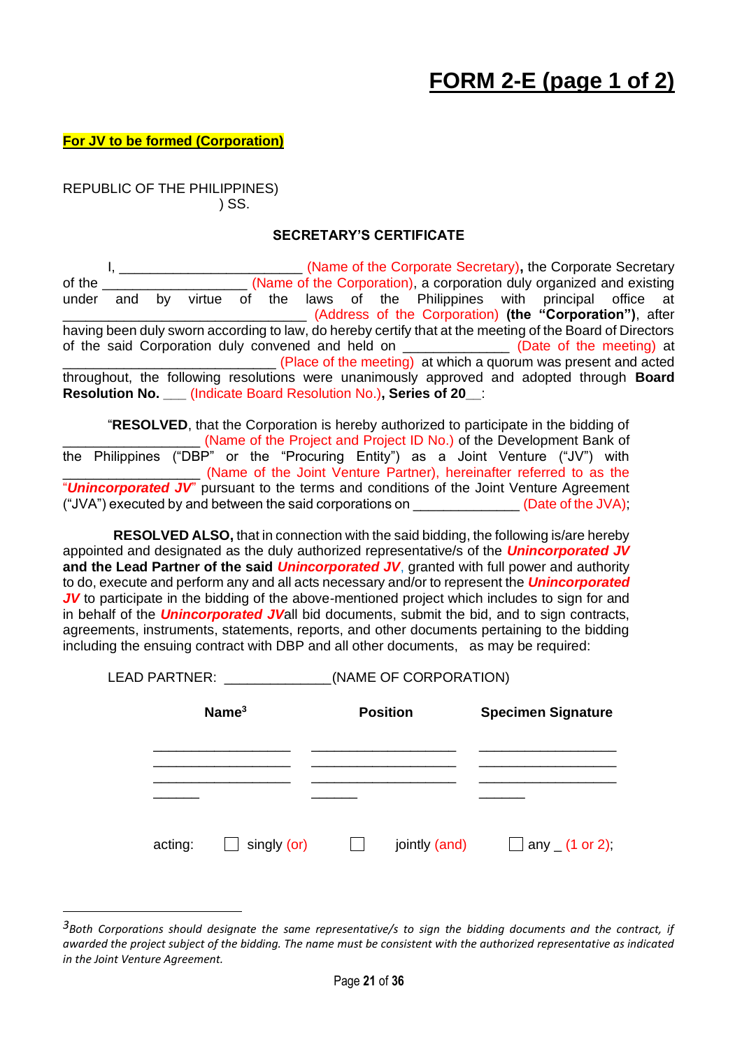# FORM 2-E (page 1 of 2)

**For JV to be formed (Corporation)**

REPUBLIC OF THE PHILIPPINES)
) SS.

**SECRETARY'S CERTIFICATE**

I, ________________________ (Name of the Corporate Secretary), the Corporate Secretary of the __________________ (Name of the Corporation), a corporation duly organized and existing under and by virtue of the laws of the Philippines with principal office at ________________________________ (Address of the Corporation) **(the "Corporation")**, after having been duly sworn according to law, do hereby certify that at the meeting of the Board of Directors of the said Corporation duly convened and held on _____________ (Date of the meeting) at ___________________________ (Place of the meeting) at which a quorum was present and acted throughout, the following resolutions were unanimously approved and adopted through **Board Resolution No.** ___ (Indicate Board Resolution No.)**, Series of 20**__:

"**RESOLVED**, that the Corporation is hereby authorized to participate in the bidding of __________________ (Name of the Project and Project ID No.) of the Development Bank of the Philippines ("DBP" or the "Procuring Entity") as a Joint Venture ("JV") with __________________ (Name of the Joint Venture Partner), hereinafter referred to as the "***Unincorporated JV***" pursuant to the terms and conditions of the Joint Venture Agreement ("JVA") executed by and between the said corporations on _____________ (Date of the JVA);

**RESOLVED ALSO,** that in connection with the said bidding, the following is/are hereby appointed and designated as the duly authorized representative/s of the ***Unincorporated JV*** **and the Lead Partner of the said *Unincorporated JV***, granted with full power and authority to do, execute and perform any and all acts necessary and/or to represent the ***Unincorporated JV*** to participate in the bidding of the above-mentioned project which includes to sign for and in behalf of the ***Unincorporated JV***all bid documents, submit the bid, and to sign contracts, agreements, instruments, statements, reports, and other documents pertaining to the bidding including the ensuing contract with DBP and all other documents, as may be required:

LEAD PARTNER: _____________(NAME OF CORPORATION)

| **Name**[3] | **Position** | **Specimen Signature** |
|---|---|---|
| __________________ | ___________________ | __________________ |
| __________________ | ___________________ | __________________ |
| ______ | ______ | ______ |

acting: ☐ singly (or) ☐ jointly (and) ☐ any _ (1 or 2);

---

[3] *Both Corporations should designate the same representative/s to sign the bidding documents and the contract, if awarded the project subject of the bidding. The name must be consistent with the authorized representative as indicated in the Joint Venture Agreement.*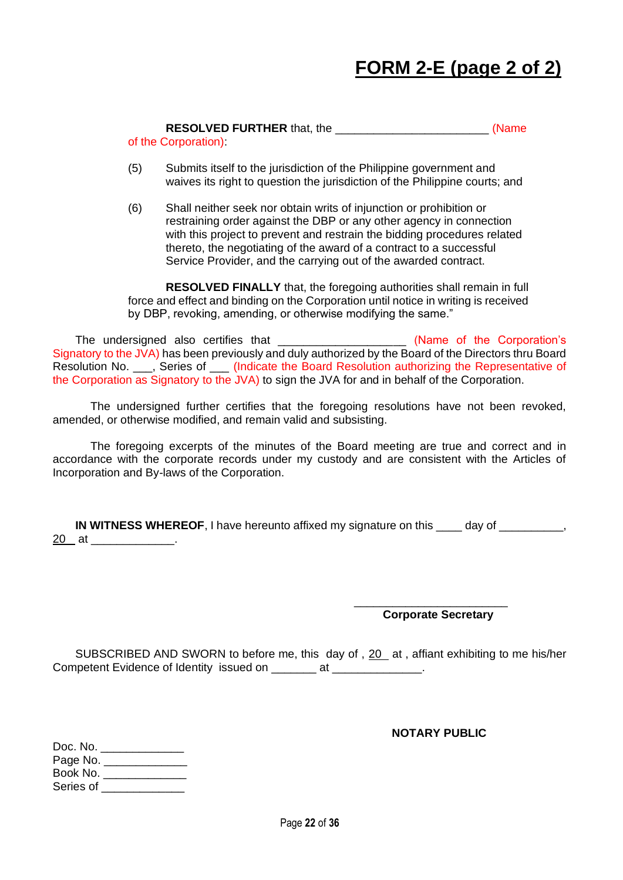# FORM 2-E (page 2 of 2)

**RESOLVED FURTHER** that, the ________________________ (Name of the Corporation):

(5) Submits itself to the jurisdiction of the Philippine government and waives its right to question the jurisdiction of the Philippine courts; and

(6) Shall neither seek nor obtain writs of injunction or prohibition or restraining order against the DBP or any other agency in connection with this project to prevent and restrain the bidding procedures related thereto, the negotiating of the award of a contract to a successful Service Provider, and the carrying out of the awarded contract.

**RESOLVED FINALLY** that, the foregoing authorities shall remain in full force and effect and binding on the Corporation until notice in writing is received by DBP, revoking, amending, or otherwise modifying the same."

The undersigned also certifies that ____________________ (Name of the Corporation's Signatory to the JVA) has been previously and duly authorized by the Board of the Directors thru Board Resolution No. ___, Series of ___ (Indicate the Board Resolution authorizing the Representative of the Corporation as Signatory to the JVA) to sign the JVA for and in behalf of the Corporation.

The undersigned further certifies that the foregoing resolutions have not been revoked, amended, or otherwise modified, and remain valid and subsisting.

The foregoing excerpts of the minutes of the Board meeting are true and correct and in accordance with the corporate records under my custody and are consistent with the Articles of Incorporation and By-laws of the Corporation.

**IN WITNESS WHEREOF**, I have hereunto affixed my signature on this ____ day of __________, 20__ at _____________.

________________________
**Corporate Secretary**

SUBSCRIBED AND SWORN to before me, this day of , 20__ at , affiant exhibiting to me his/her Competent Evidence of Identity issued on _______ at ______________.

**NOTARY PUBLIC**

Doc. No. _____________
Page No. _____________
Book No. _____________
Series of _____________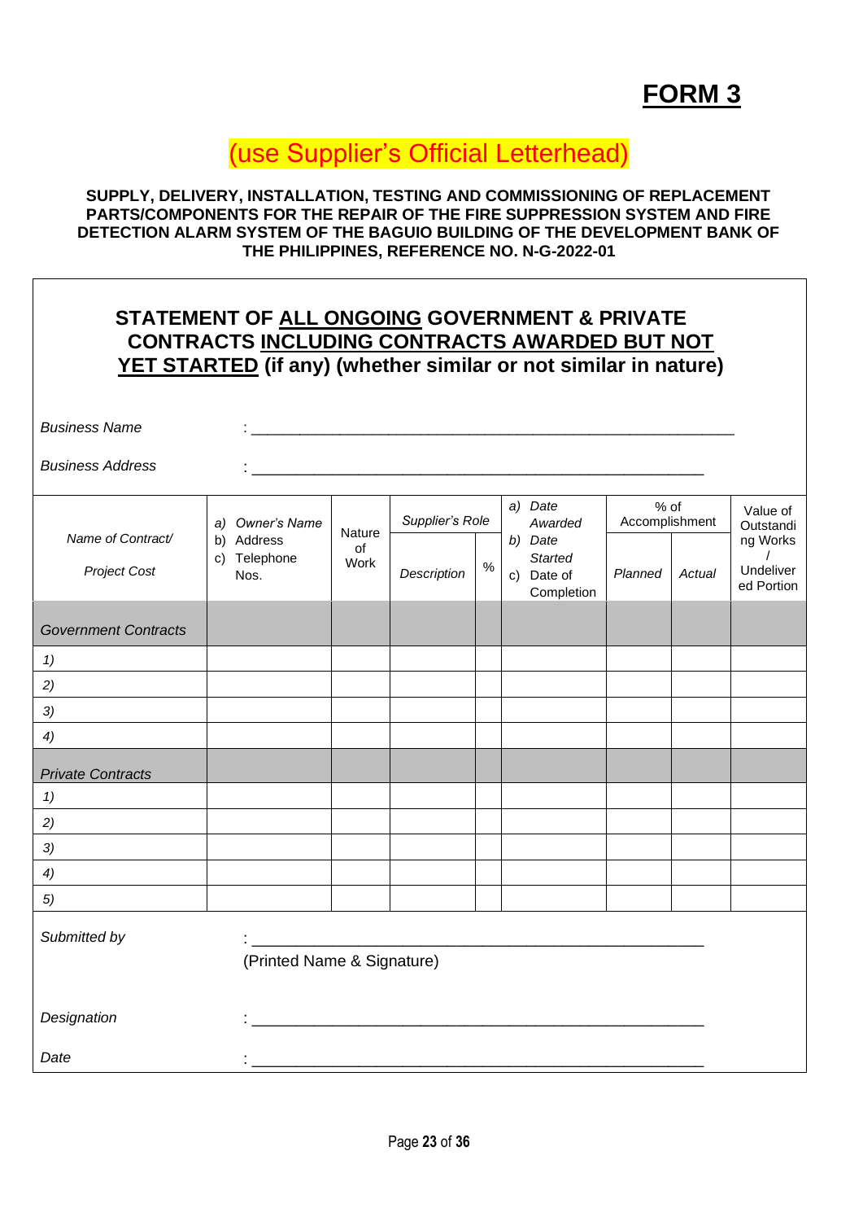# FORM 3

(use Supplier's Official Letterhead)

**SUPPLY, DELIVERY, INSTALLATION, TESTING AND COMMISSIONING OF REPLACEMENT PARTS/COMPONENTS FOR THE REPAIR OF THE FIRE SUPPRESSION SYSTEM AND FIRE DETECTION ALARM SYSTEM OF THE BAGUIO BUILDING OF THE DEVELOPMENT BANK OF THE PHILIPPINES, REFERENCE NO. N-G-2022-01**

## STATEMENT OF ALL ONGOING GOVERNMENT & PRIVATE CONTRACTS INCLUDING CONTRACTS AWARDED BUT NOT YET STARTED (if any) (whether similar or not similar in nature)

*Business Name* : ____________________________________________________________

*Business Address* : ________________________________________________________

| *Name of Contract/ Project Cost* | a) *Owner's Name* b) Address c) Telephone Nos. | Nature of Work | *Supplier's Role* | | a) *Date Awarded* b) *Date Started* c) Date of Completion | % of Accomplishment | | Value of Outstanding Works / Undelivered Portion |
|---|---|---|---|---|---|---|---|---|
| | | | *Description* | % | | *Planned* | *Actual* | |
| *Government Contracts* | | | | | | | | |
| *1)* | | | | | | | | |
| *2)* | | | | | | | | |
| *3)* | | | | | | | | |
| *4)* | | | | | | | | |
| *Private Contracts* | | | | | | | | |
| *1)* | | | | | | | | |
| *2)* | | | | | | | | |
| *3)* | | | | | | | | |
| *4)* | | | | | | | | |
| *5)* | | | | | | | | |

*Submitted by* : ____________________________________________________
(Printed Name & Signature)

*Designation* : ____________________________________________________

*Date* : ____________________________________________________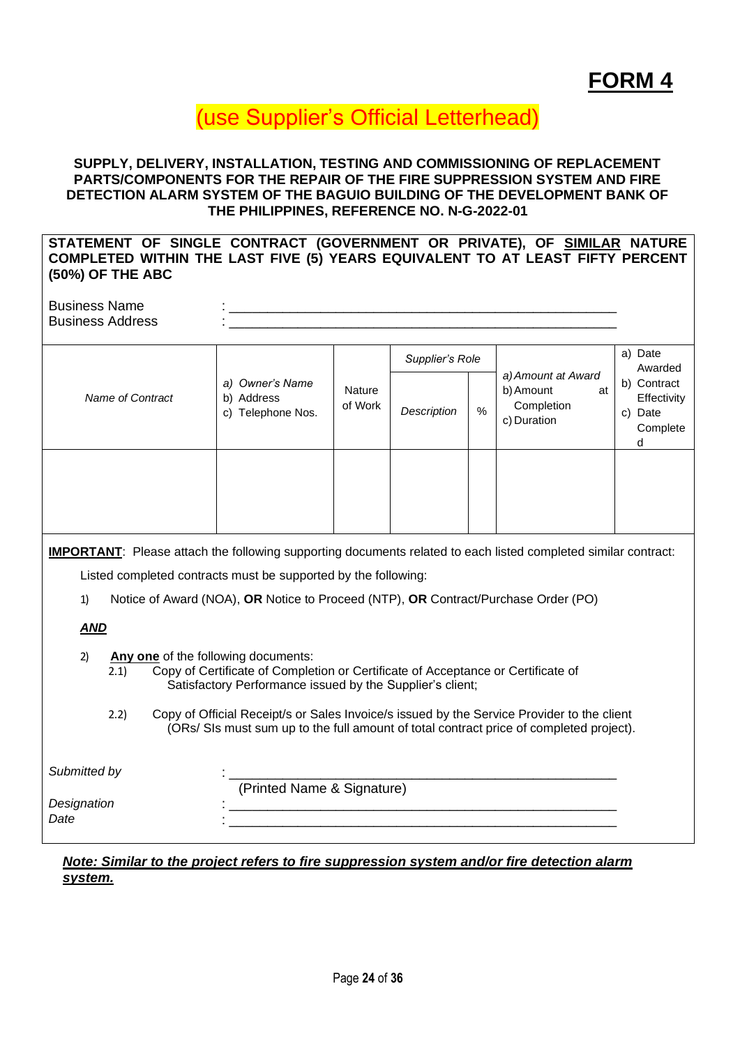# FORM 4

(use Supplier's Official Letterhead)

**SUPPLY, DELIVERY, INSTALLATION, TESTING AND COMMISSIONING OF REPLACEMENT PARTS/COMPONENTS FOR THE REPAIR OF THE FIRE SUPPRESSION SYSTEM AND FIRE DETECTION ALARM SYSTEM OF THE BAGUIO BUILDING OF THE DEVELOPMENT BANK OF THE PHILIPPINES, REFERENCE NO. N-G-2022-01**

**STATEMENT OF SINGLE CONTRACT (GOVERNMENT OR PRIVATE), OF <u>SIMILAR</u> NATURE COMPLETED WITHIN THE LAST FIVE (5) YEARS EQUIVALENT TO AT LEAST FIFTY PERCENT (50%) OF THE ABC**

Business Name : ____________________________________________________

Business Address : ____________________________________________________

| *Name of Contract* | *a) Owner's Name*<br>b) Address<br>c) Telephone Nos. | Nature of Work | *Supplier's Role* | | *a) Amount at Award*<br>b) Amount at Completion<br>c) Duration | a) Date Awarded<br>b) Contract Effectivity<br>c) Date Completed |
|---|---|---|---|---|---|---|
| | | | *Description* | % | | |
| | | | | | | |

**<u>IMPORTANT</u>**: Please attach the following supporting documents related to each listed completed similar contract:

Listed completed contracts must be supported by the following:

1) Notice of Award (NOA), **OR** Notice to Proceed (NTP), **OR** Contract/Purchase Order (PO)

***<u>AND</u>***

2) **<u>Any one</u>** of the following documents:
   - 2.1) Copy of Certificate of Completion or Certificate of Acceptance or Certificate of Satisfactory Performance issued by the Supplier's client;
   - 2.2) Copy of Official Receipt/s or Sales Invoice/s issued by the Service Provider to the client (ORs/ SIs must sum up to the full amount of total contract price of completed project).

*Submitted by* : ____________________________________________________
(Printed Name & Signature)

*Designation* : ____________________________________________________

*Date* : ____________________________________________________

***<u>Note: Similar to the project refers to fire suppression system and/or fire detection alarm system.</u>***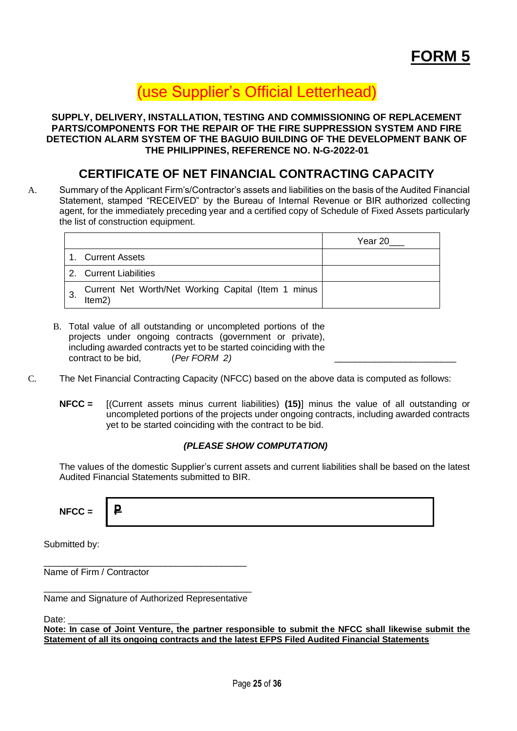# FORM 5

(use Supplier's Official Letterhead)

**SUPPLY, DELIVERY, INSTALLATION, TESTING AND COMMISSIONING OF REPLACEMENT PARTS/COMPONENTS FOR THE REPAIR OF THE FIRE SUPPRESSION SYSTEM AND FIRE DETECTION ALARM SYSTEM OF THE BAGUIO BUILDING OF THE DEVELOPMENT BANK OF THE PHILIPPINES, REFERENCE NO. N-G-2022-01**

## CERTIFICATE OF NET FINANCIAL CONTRACTING CAPACITY

A. Summary of the Applicant Firm's/Contractor's assets and liabilities on the basis of the Audited Financial Statement, stamped "RECEIVED" by the Bureau of Internal Revenue or BIR authorized collecting agent, for the immediately preceding year and a certified copy of Schedule of Fixed Assets particularly the list of construction equipment.

| | Year 20___ |
|---|---|
| 1. Current Assets | |
| 2. Current Liabilities | |
| 3. Current Net Worth/Net Working Capital (Item 1 minus Item2) | |

B. Total value of all outstanding or uncompleted portions of the projects under ongoing contracts (government or private), including awarded contracts yet to be started coinciding with the contract to be bid, (*Per FORM 2)* ________________________

C. The Net Financial Contracting Capacity (NFCC) based on the above data is computed as follows:

**NFCC =** [(Current assets minus current liabilities) **(15)**] minus the value of all outstanding or uncompleted portions of the projects under ongoing contracts, including awarded contracts yet to be started coinciding with the contract to be bid.

***(PLEASE SHOW COMPUTATION)***

The values of the domestic Supplier's current assets and current liabilities shall be based on the latest Audited Financial Statements submitted to BIR.

**NFCC =** ₱

Submitted by:

________________________________________
Name of Firm / Contractor

________________________________________
Name and Signature of Authorized Representative

Date: ______________________

**Note: In case of Joint Venture, the partner responsible to submit the NFCC shall likewise submit the Statement of all its ongoing contracts and the latest EFPS Filed Audited Financial Statements**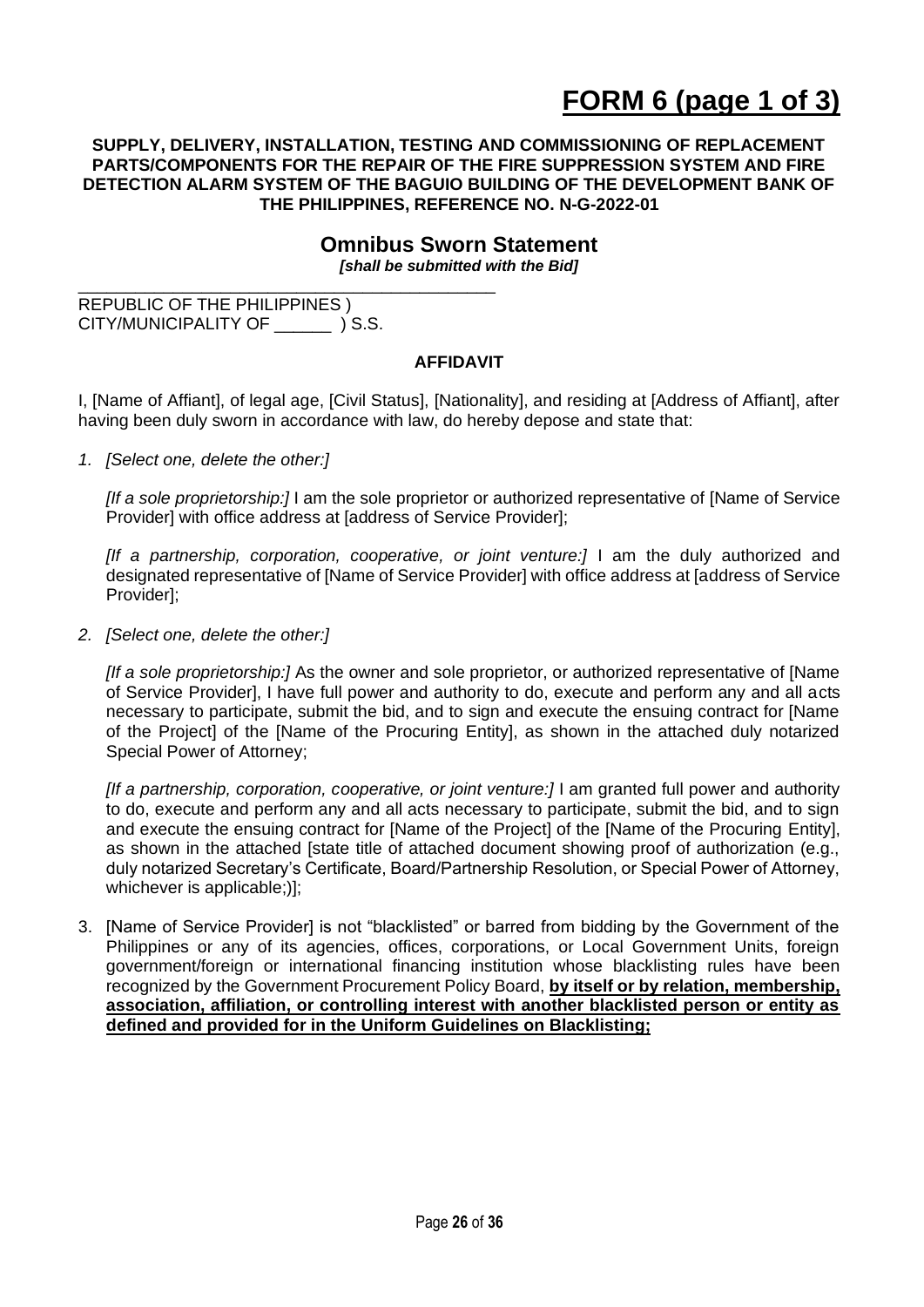# FORM 6 (page 1 of 3)

**SUPPLY, DELIVERY, INSTALLATION, TESTING AND COMMISSIONING OF REPLACEMENT PARTS/COMPONENTS FOR THE REPAIR OF THE FIRE SUPPRESSION SYSTEM AND FIRE DETECTION ALARM SYSTEM OF THE BAGUIO BUILDING OF THE DEVELOPMENT BANK OF THE PHILIPPINES, REFERENCE NO. N-G-2022-01**

## Omnibus Sworn Statement

***[shall be submitted with the Bid]***

______________________________________________

REPUBLIC OF THE PHILIPPINES )
CITY/MUNICIPALITY OF ______ ) S.S.

**AFFIDAVIT**

I, [Name of Affiant], of legal age, [Civil Status], [Nationality], and residing at [Address of Affiant], after having been duly sworn in accordance with law, do hereby depose and state that:

1. *[Select one, delete the other:]*

   *[If a sole proprietorship:]* I am the sole proprietor or authorized representative of [Name of Service Provider] with office address at [address of Service Provider];

   *[If a partnership, corporation, cooperative, or joint venture:]* I am the duly authorized and designated representative of [Name of Service Provider] with office address at [address of Service Provider];

2. *[Select one, delete the other:]*

   *[If a sole proprietorship:]* As the owner and sole proprietor, or authorized representative of [Name of Service Provider], I have full power and authority to do, execute and perform any and all acts necessary to participate, submit the bid, and to sign and execute the ensuing contract for [Name of the Project] of the [Name of the Procuring Entity], as shown in the attached duly notarized Special Power of Attorney;

   *[If a partnership, corporation, cooperative, or joint venture:]* I am granted full power and authority to do, execute and perform any and all acts necessary to participate, submit the bid, and to sign and execute the ensuing contract for [Name of the Project] of the [Name of the Procuring Entity], as shown in the attached [state title of attached document showing proof of authorization (e.g., duly notarized Secretary's Certificate, Board/Partnership Resolution, or Special Power of Attorney, whichever is applicable;)];

3. [Name of Service Provider] is not "blacklisted" or barred from bidding by the Government of the Philippines or any of its agencies, offices, corporations, or Local Government Units, foreign government/foreign or international financing institution whose blacklisting rules have been recognized by the Government Procurement Policy Board, **by itself or by relation, membership, association, affiliation, or controlling interest with another blacklisted person or entity as defined and provided for in the Uniform Guidelines on Blacklisting;**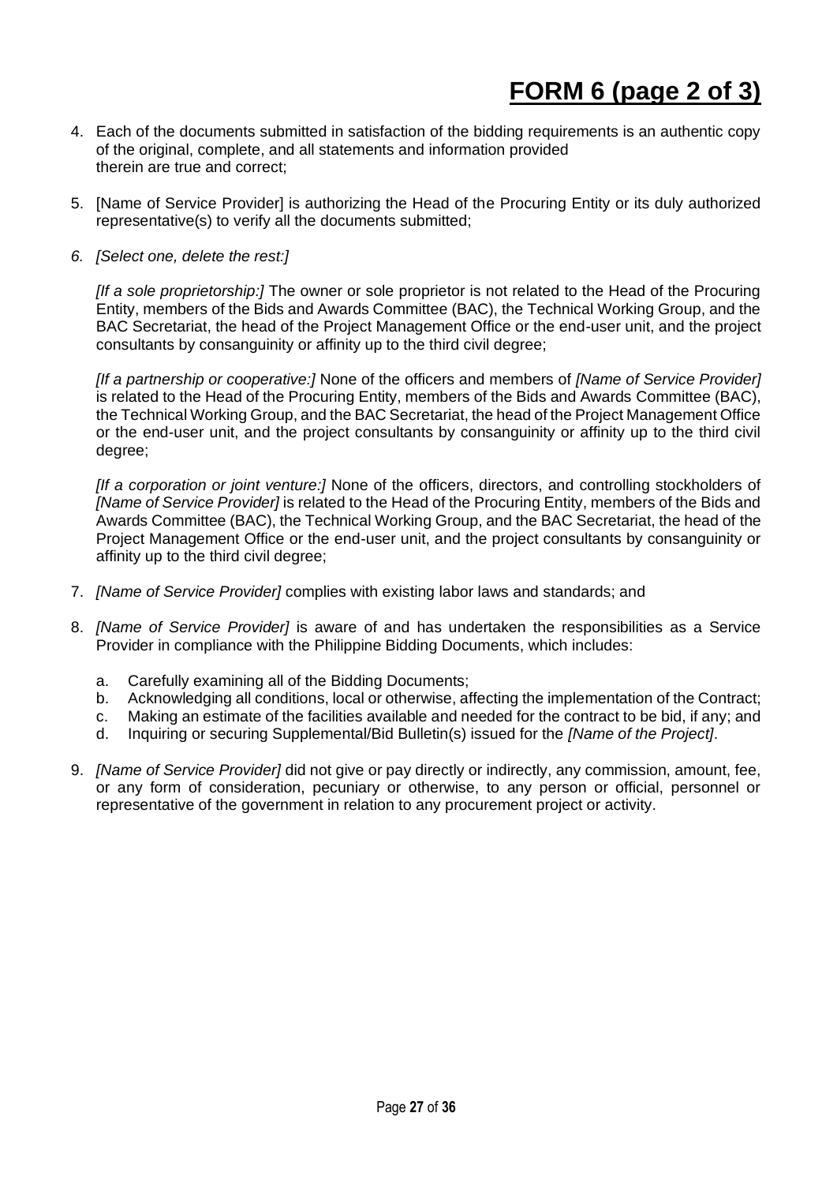# FORM 6 (page 2 of 3)

4. Each of the documents submitted in satisfaction of the bidding requirements is an authentic copy of the original, complete, and all statements and information provided therein are true and correct;

5. [Name of Service Provider] is authorizing the Head of the Procuring Entity or its duly authorized representative(s) to verify all the documents submitted;

6. *[Select one, delete the rest:]*

   *[If a sole proprietorship:]* The owner or sole proprietor is not related to the Head of the Procuring Entity, members of the Bids and Awards Committee (BAC), the Technical Working Group, and the BAC Secretariat, the head of the Project Management Office or the end-user unit, and the project consultants by consanguinity or affinity up to the third civil degree;

   *[If a partnership or cooperative:]* None of the officers and members of *[Name of Service Provider]* is related to the Head of the Procuring Entity, members of the Bids and Awards Committee (BAC), the Technical Working Group, and the BAC Secretariat, the head of the Project Management Office or the end-user unit, and the project consultants by consanguinity or affinity up to the third civil degree;

   *[If a corporation or joint venture:]* None of the officers, directors, and controlling stockholders of *[Name of Service Provider]* is related to the Head of the Procuring Entity, members of the Bids and Awards Committee (BAC), the Technical Working Group, and the BAC Secretariat, the head of the Project Management Office or the end-user unit, and the project consultants by consanguinity or affinity up to the third civil degree;

7. *[Name of Service Provider]* complies with existing labor laws and standards; and

8. *[Name of Service Provider]* is aware of and has undertaken the responsibilities as a Service Provider in compliance with the Philippine Bidding Documents, which includes:

   a. Carefully examining all of the Bidding Documents;
   b. Acknowledging all conditions, local or otherwise, affecting the implementation of the Contract;
   c. Making an estimate of the facilities available and needed for the contract to be bid, if any; and
   d. Inquiring or securing Supplemental/Bid Bulletin(s) issued for the *[Name of the Project]*.

9. *[Name of Service Provider]* did not give or pay directly or indirectly, any commission, amount, fee, or any form of consideration, pecuniary or otherwise, to any person or official, personnel or representative of the government in relation to any procurement project or activity.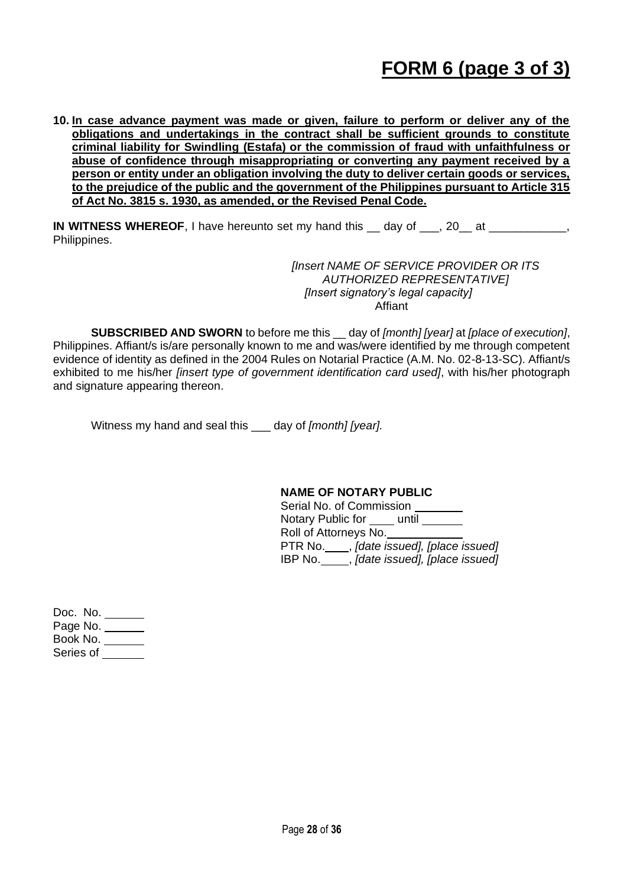# FORM 6 (page 3 of 3)

10. **In case advance payment was made or given, failure to perform or deliver any of the obligations and undertakings in the contract shall be sufficient grounds to constitute criminal liability for Swindling (Estafa) or the commission of fraud with unfaithfulness or abuse of confidence through misappropriating or converting any payment received by a person or entity under an obligation involving the duty to deliver certain goods or services, to the prejudice of the public and the government of the Philippines pursuant to Article 315 of Act No. 3815 s. 1930, as amended, or the Revised Penal Code.**

**IN WITNESS WHEREOF**, I have hereunto set my hand this __ day of ___, 20__ at ____________, Philippines.

*[Insert NAME OF SERVICE PROVIDER OR ITS AUTHORIZED REPRESENTATIVE]*
*[Insert signatory's legal capacity]*
Affiant

**SUBSCRIBED AND SWORN** to before me this __ day of *[month] [year]* at *[place of execution]*, Philippines. Affiant/s is/are personally known to me and was/were identified by me through competent evidence of identity as defined in the 2004 Rules on Notarial Practice (A.M. No. 02-8-13-SC). Affiant/s exhibited to me his/her *[insert type of government identification card used]*, with his/her photograph and signature appearing thereon.

Witness my hand and seal this ___ day of *[month] [year].*

**NAME OF NOTARY PUBLIC**
Serial No. of Commission ________
Notary Public for ____ until ______
Roll of Attorneys No. ____________
PTR No. ____, *[date issued], [place issued]*
IBP No. ____, *[date issued], [place issued]*

Doc. No. ______
Page No. ______
Book No. ______
Series of ______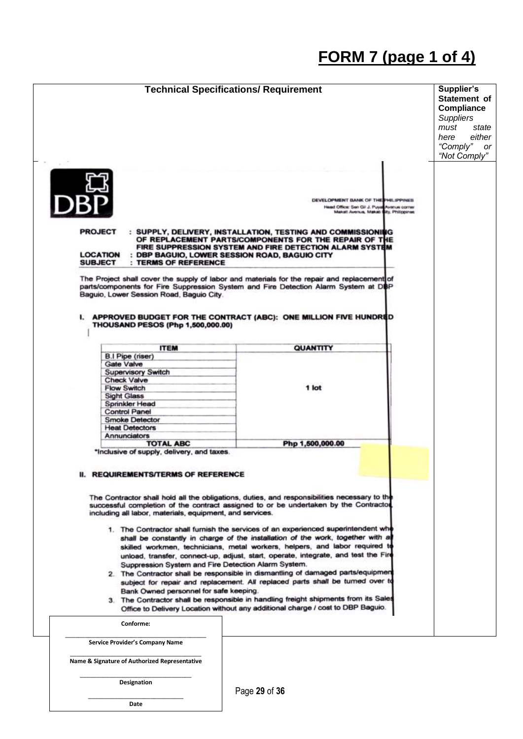# FORM 7 (page 1 of 4)

| Technical Specifications/ Requirement | Supplier's Statement of Compliance *Suppliers must state here either "Comply" or "Not Comply"* |
|---|---|
| | |

DBP

DEVELOPMENT BANK OF THE PHILIPPINES
Head Office: Sen Gil J. Puyat Avenue corner Makati Avenue, Makati City, Philippines

**PROJECT** : **SUPPLY, DELIVERY, INSTALLATION, TESTING AND COMMISSIONING OF REPLACEMENT PARTS/COMPONENTS FOR THE REPAIR OF THE FIRE SUPPRESSION SYSTEM AND FIRE DETECTION ALARM SYSTEM**

**LOCATION** : **DBP BAGUIO, LOWER SESSION ROAD, BAGUIO CITY**

**SUBJECT** : **TERMS OF REFERENCE**

The Project shall cover the supply of labor and materials for the repair and replacement of parts/components for Fire Suppression System and Fire Detection Alarm System at DBP Baguio, Lower Session Road, Baguio City.

## I. APPROVED BUDGET FOR THE CONTRACT (ABC): ONE MILLION FIVE HUNDRED THOUSAND PESOS (Php 1,500,000.00)

| ITEM | QUANTITY |
|---|---|
| B.I Pipe (riser) | 1 lot |
| Gate Valve | |
| Supervisory Switch | |
| Check Valve | |
| Flow Switch | |
| Sight Glass | |
| Sprinkler Head | |
| Control Panel | |
| Smoke Detector | |
| Heat Detectors | |
| Annunciators | |
| **TOTAL ABC** | **Php 1,500,000.00** |

*Inclusive of supply, delivery, and taxes.

## II. REQUIREMENTS/TERMS OF REFERENCE

The Contractor shall hold all the obligations, duties, and responsibilities necessary to the successful completion of the contract assigned to or be undertaken by the Contractor, including all labor, materials, equipment, and services.

1. The Contractor shall furnish the services of an experienced superintendent who shall be constantly in charge of the installation of the work, together with all skilled workmen, technicians, metal workers, helpers, and labor required to unload, transfer, connect-up, adjust, start, operate, integrate, and test the Fire Suppression System and Fire Detection Alarm System.
2. The Contractor shall be responsible in dismantling of damaged parts/equipment subject for repair and replacement. All replaced parts shall be turned over to Bank Owned personnel for safe keeping.
3. The Contractor shall be responsible in handling freight shipments from its Sales Office to Delivery Location without any additional charge / cost to DBP Baguio.

Conforme:

______________________________
Service Provider's Company Name

______________________________
Name & Signature of Authorized Representative

______________________________
Designation

______________________________
Date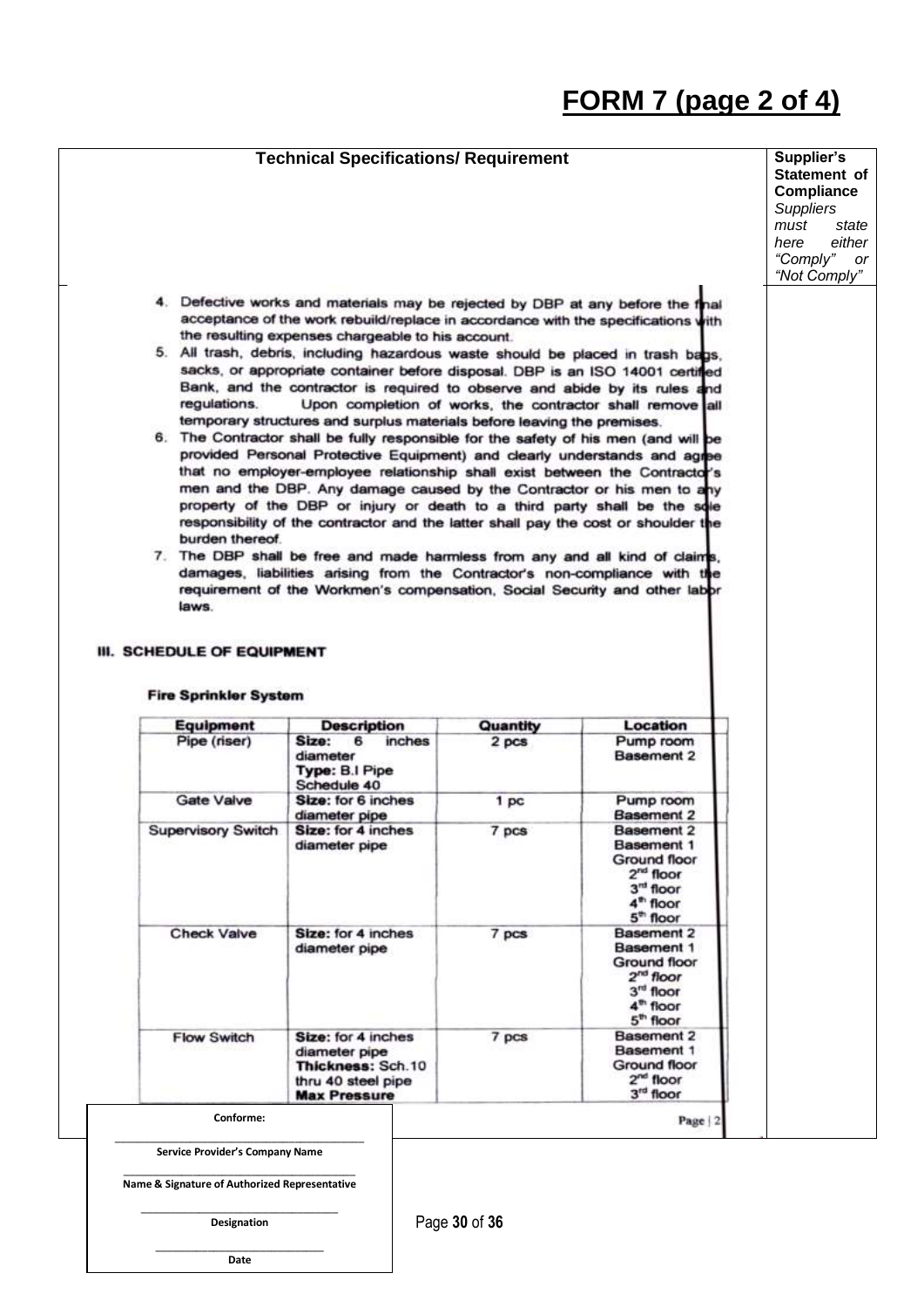# FORM 7 (page 2 of 4)

| Technical Specifications/ Requirement | Supplier's Statement of Compliance *Suppliers must state here either "Comply" or "Not Comply"* |
|---|---|
| | |

4. Defective works and materials may be rejected by DBP at any before the final acceptance of the work rebuild/replace in accordance with the specifications with the resulting expenses chargeable to his account.
5. All trash, debris, including hazardous waste should be placed in trash bags, sacks, or appropriate container before disposal. DBP is an ISO 14001 certified Bank, and the contractor is required to observe and abide by its rules and regulations. Upon completion of works, the contractor shall remove all temporary structures and surplus materials before leaving the premises.
6. The Contractor shall be fully responsible for the safety of his men (and will be provided Personal Protective Equipment) and clearly understands and agree that no employer-employee relationship shall exist between the Contractor's men and the DBP. Any damage caused by the Contractor or his men to any property of the DBP or injury or death to a third party shall be the sole responsibility of the contractor and the latter shall pay the cost or shoulder the burden thereof.
7. The DBP shall be free and made harmless from any and all kind of claims, damages, liabilities arising from the Contractor's non-compliance with the requirement of the Workmen's compensation, Social Security and other labor laws.

## III. SCHEDULE OF EQUIPMENT

**Fire Sprinkler System**

| Equipment | Description | Quantity | Location |
|---|---|---|---|
| Pipe (riser) | **Size:** 6 inches diameter<br>**Type:** B.I Pipe Schedule 40 | 2 pcs | Pump room Basement 2 |
| Gate Valve | **Size:** for 6 inches diameter pipe | 1 pc | Pump room Basement 2 |
| Supervisory Switch | **Size:** for 4 inches diameter pipe | 7 pcs | Basement 2<br>Basement 1<br>Ground floor<br>2nd floor<br>3rd floor<br>4th floor<br>5th floor |
| Check Valve | **Size:** for 4 inches diameter pipe | 7 pcs | Basement 2<br>Basement 1<br>Ground floor<br>2nd floor<br>3rd floor<br>4th floor<br>5th floor |
| Flow Switch | **Size:** for 4 inches diameter pipe<br>**Thickness:** Sch.10 thru 40 steel pipe<br>**Max Pressure** | 7 pcs | Basement 2<br>Basement 1<br>Ground floor<br>2nd floor<br>3rd floor |

Page | 2

**Conforme:**

_______________________________
**Service Provider's Company Name**

_______________________________
**Name & Signature of Authorized Representative**

_______________________________
**Designation**

_______________________________
**Date**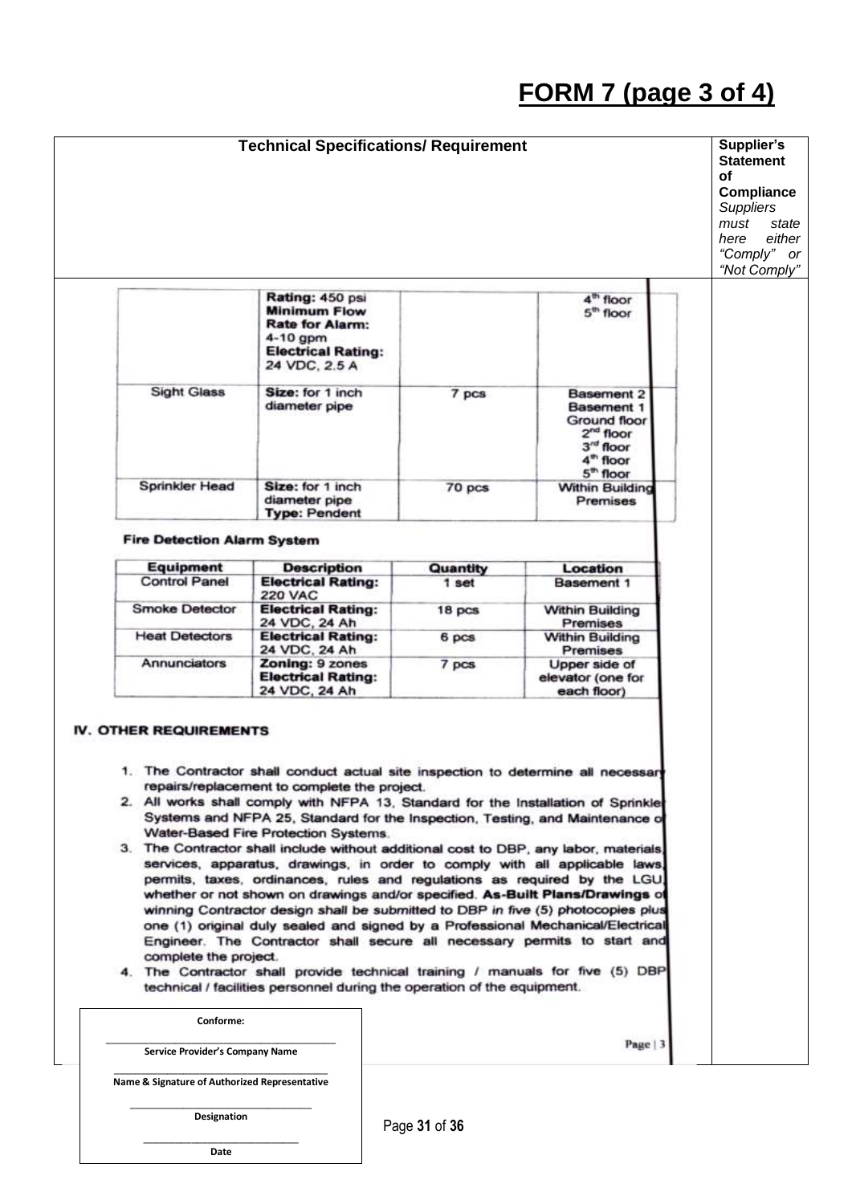# FORM 7 (page 3 of 4)

| Technical Specifications/ Requirement | Supplier's Statement of Compliance *Suppliers must state here either "Comply" or "Not Comply"* |
|---|---|

| | | | |
|---|---|---|---|
| | **Rating:** 450 psi **Minimum Flow Rate for Alarm:** 4-10 gpm **Electrical Rating:** 24 VDC, 2.5 A | | 4th floor 5th floor |
| Sight Glass | **Size:** for 1 inch diameter pipe | 7 pcs | Basement 2 Basement 1 Ground floor 2nd floor 3rd floor 4th floor 5th floor |
| Sprinkler Head | **Size:** for 1 inch diameter pipe **Type:** Pendent | 70 pcs | Within Building Premises |

**Fire Detection Alarm System**

| Equipment | Description | Quantity | Location |
|---|---|---|---|
| Control Panel | **Electrical Rating:** 220 VAC | 1 set | Basement 1 |
| Smoke Detector | **Electrical Rating:** 24 VDC, 24 Ah | 18 pcs | Within Building Premises |
| Heat Detectors | **Electrical Rating:** 24 VDC, 24 Ah | 6 pcs | Within Building Premises |
| Annunciators | **Zoning:** 9 zones **Electrical Rating:** 24 VDC, 24 Ah | 7 pcs | Upper side of elevator (one for each floor) |

## IV. OTHER REQUIREMENTS

1. The Contractor shall conduct actual site inspection to determine all necessary repairs/replacement to complete the project.
2. All works shall comply with NFPA 13, Standard for the Installation of Sprinkler Systems and NFPA 25, Standard for the Inspection, Testing, and Maintenance of Water-Based Fire Protection Systems.
3. The Contractor shall include without additional cost to DBP, any labor, materials, services, apparatus, drawings, in order to comply with all applicable laws, permits, taxes, ordinances, rules and regulations as required by the LGU, whether or not shown on drawings and/or specified. **As-Built Plans/Drawings** of winning Contractor design shall be submitted to DBP in *five (5)* photocopies plus one (1) original duly sealed and signed by a Professional Mechanical/Electrical Engineer. The Contractor shall secure all necessary permits to start and complete the project.
4. The Contractor shall provide technical training / manuals for five (5) DBP technical / facilities personnel during the operation of the equipment.

**Conforme:**

\_\_\_\_\_\_\_\_\_\_\_\_\_\_\_\_\_\_\_\_\_\_\_\_\_\_\_\_\_\_
**Service Provider's Company Name**

\_\_\_\_\_\_\_\_\_\_\_\_\_\_\_\_\_\_\_\_\_\_\_\_\_\_\_\_\_\_
**Name & Signature of Authorized Representative**

\_\_\_\_\_\_\_\_\_\_\_\_\_\_\_\_\_\_\_\_\_\_\_\_\_\_\_\_\_\_
**Designation**

\_\_\_\_\_\_\_\_\_\_\_\_\_\_\_\_\_\_\_\_\_\_\_\_\_\_\_\_\_\_
**Date**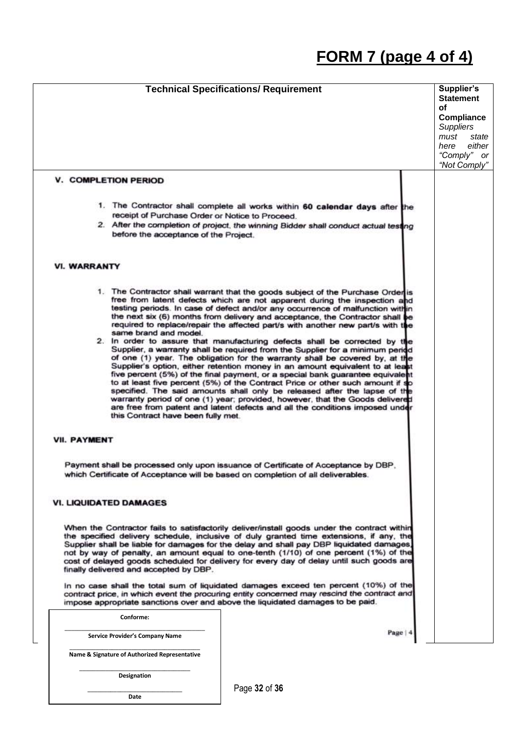# FORM 7 (page 4 of 4)

| Technical Specifications/ Requirement | Supplier's Statement of Compliance *Suppliers must state here either "Comply" or "Not Comply"* |
|---|---|
| **V. COMPLETION PERIOD**<br><br>1. The Contractor shall complete all works within **60 calendar days** after the receipt of Purchase Order or Notice to Proceed.<br>2. After the completion of project, the winning Bidder shall conduct actual testing before the acceptance of the Project.<br><br>**VI. WARRANTY**<br><br>1. The Contractor shall warrant that the goods subject of the Purchase Order is free from latent defects which are not apparent during the inspection and testing periods. In case of defect and/or any occurrence of malfunction within the next six (6) months from delivery and acceptance, the Contractor shall be required to replace/repair the affected part/s with another new part/s with the same brand and model.<br>2. In order to assure that manufacturing defects shall be corrected by the Supplier, a warranty shall be required from the Supplier for a minimum period of one (1) year. The obligation for the warranty shall be covered by, at the Supplier's option, either retention money in an amount equivalent to at least five percent (5%) of the final payment, or a special bank guarantee equivalent to at least five percent (5%) of the Contract Price or other such amount if so specified. The said amounts shall only be released after the lapse of the warranty period of one (1) year; provided, however, that the Goods delivered are free from patent and latent defects and all the conditions imposed under this Contract have been fully met.<br><br>**VII. PAYMENT**<br><br>Payment shall be processed only upon issuance of Certificate of Acceptance by DBP, which Certificate of Acceptance will be based on completion of all deliverables.<br><br>**VI. LIQUIDATED DAMAGES**<br><br>When the Contractor fails to satisfactorily deliver/install goods under the contract within the specified delivery schedule, inclusive of duly granted time extensions, if any, the Supplier shall be liable for damages for the delay and shall pay DBP liquidated damages, not by way of penalty, an amount equal to one-tenth (1/10) of one percent (1%) of the cost of delayed goods scheduled for delivery for every day of delay until such goods are finally delivered and accepted by DBP.<br><br>In no case shall the total sum of liquidated damages exceed ten percent (10%) of the contract price, in which event the procuring entity concerned may rescind the contract and impose appropriate sanctions over and above the liquidated damages to be paid. | |

**Conforme:**

\_\_\_\_\_\_\_\_\_\_\_\_\_\_\_\_\_\_\_\_\_\_\_\_\_\_\_\_
**Service Provider's Company Name**

\_\_\_\_\_\_\_\_\_\_\_\_\_\_\_\_\_\_\_\_\_\_\_\_\_\_\_\_
**Name & Signature of Authorized Representative**

\_\_\_\_\_\_\_\_\_\_\_\_\_\_\_\_\_\_\_\_\_\_\_\_\_\_\_\_
**Designation**

\_\_\_\_\_\_\_\_\_\_\_\_\_\_\_\_\_\_\_\_\_\_\_\_\_\_\_\_
**Date**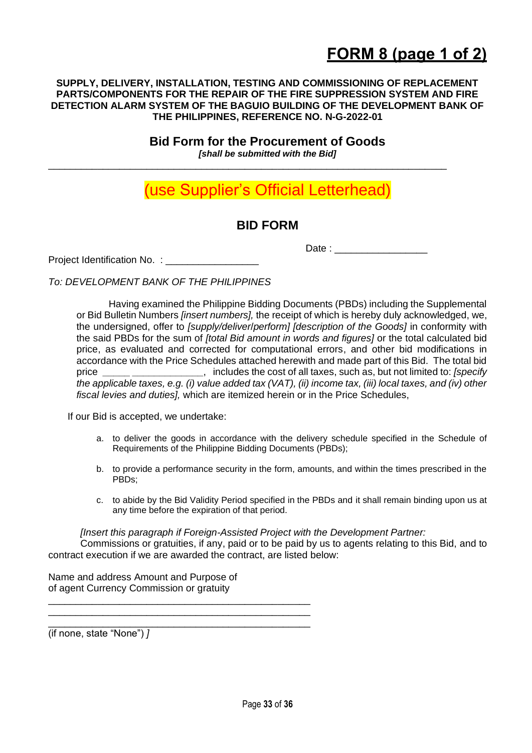# FORM 8 (page 1 of 2)

**SUPPLY, DELIVERY, INSTALLATION, TESTING AND COMMISSIONING OF REPLACEMENT PARTS/COMPONENTS FOR THE REPAIR OF THE FIRE SUPPRESSION SYSTEM AND FIRE DETECTION ALARM SYSTEM OF THE BAGUIO BUILDING OF THE DEVELOPMENT BANK OF THE PHILIPPINES, REFERENCE NO. N-G-2022-01**

## Bid Form for the Procurement of Goods

***[shall be submitted with the Bid]***

---

(use Supplier's Official Letterhead)

## BID FORM

Date : _________________

Project Identification No. : _________________

*To: DEVELOPMENT BANK OF THE PHILIPPINES*

Having examined the Philippine Bidding Documents (PBDs) including the Supplemental or Bid Bulletin Numbers *[insert numbers],* the receipt of which is hereby duly acknowledged, we, the undersigned, offer to *[supply/deliver/perform] [description of the Goods]* in conformity with the said PBDs for the sum of *[total Bid amount in words and figures]* or the total calculated bid price, as evaluated and corrected for computational errors, and other bid modifications in accordance with the Price Schedules attached herewith and made part of this Bid. The total bid price ______ ______________, includes the cost of all taxes, such as, but not limited to: *[specify the applicable taxes, e.g. (i) value added tax (VAT), (ii) income tax, (iii) local taxes, and (iv) other fiscal levies and duties],* which are itemized herein or in the Price Schedules,

If our Bid is accepted, we undertake:

a. to deliver the goods in accordance with the delivery schedule specified in the Schedule of Requirements of the Philippine Bidding Documents (PBDs);

b. to provide a performance security in the form, amounts, and within the times prescribed in the PBDs;

c. to abide by the Bid Validity Period specified in the PBDs and it shall remain binding upon us at any time before the expiration of that period.

*[Insert this paragraph if Foreign-Assisted Project with the Development Partner:*

Commissions or gratuities, if any, paid or to be paid by us to agents relating to this Bid, and to contract execution if we are awarded the contract, are listed below:

Name and address Amount and Purpose of
of agent Currency Commission or gratuity

_________________________________________________
_________________________________________________
_________________________________________________

(if none, state "None") *]*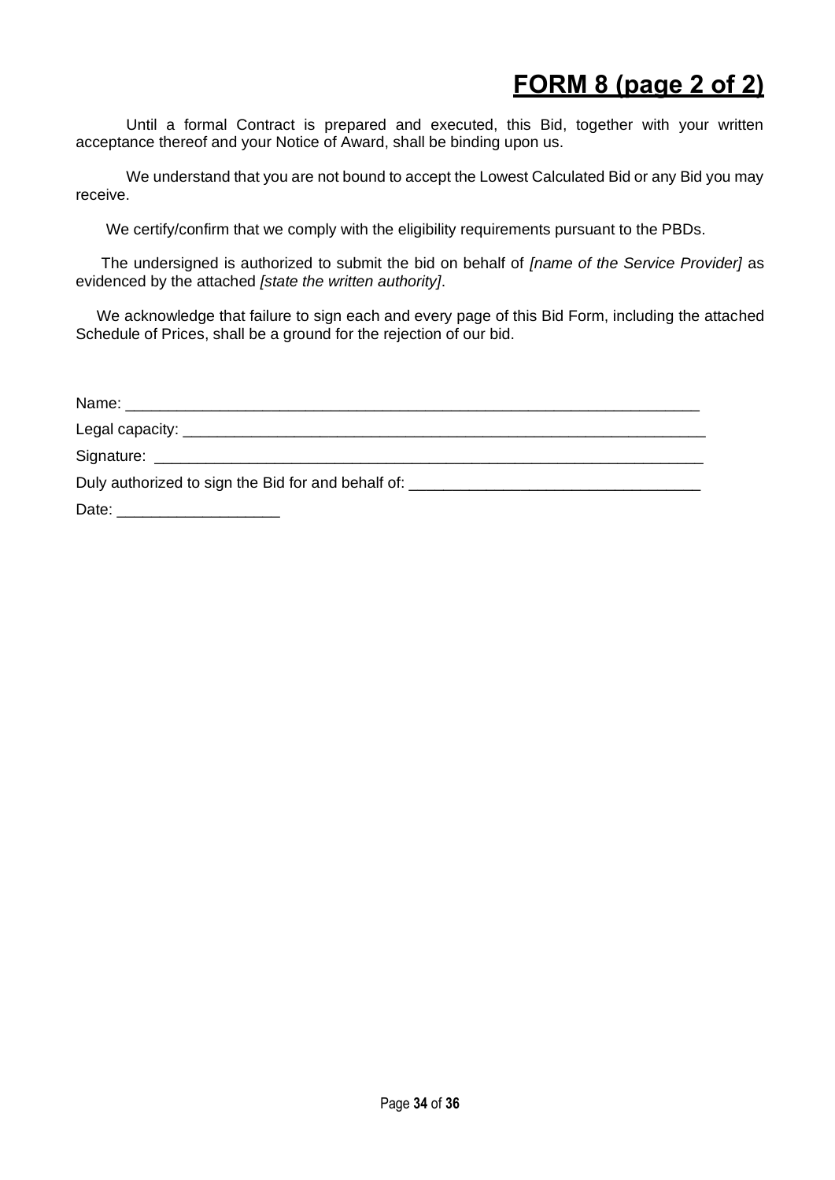# **FORM 8 (page 2 of 2)**

Until a formal Contract is prepared and executed, this Bid, together with your written acceptance thereof and your Notice of Award, shall be binding upon us.

We understand that you are not bound to accept the Lowest Calculated Bid or any Bid you may receive.

We certify/confirm that we comply with the eligibility requirements pursuant to the PBDs.

The undersigned is authorized to submit the bid on behalf of *[name of the Service Provider]* as evidenced by the attached *[state the written authority]*.

We acknowledge that failure to sign each and every page of this Bid Form, including the attached Schedule of Prices, shall be a ground for the rejection of our bid.

Name: ______________________________________________________________________

Legal capacity: _______________________________________________________________

Signature: ____________________________________________________________________

Duly authorized to sign the Bid for and behalf of: ___________________________________

Date: ___________________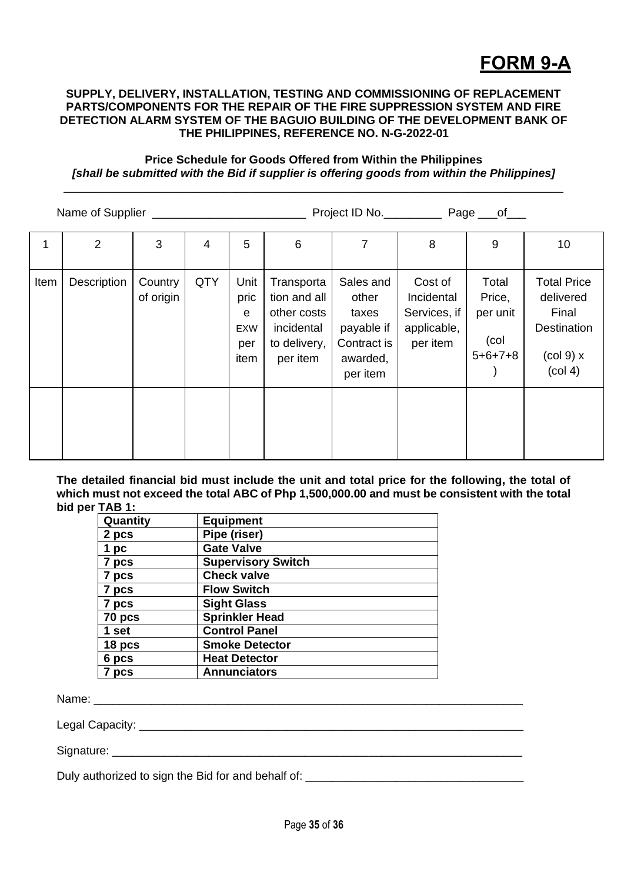# FORM 9-A

**SUPPLY, DELIVERY, INSTALLATION, TESTING AND COMMISSIONING OF REPLACEMENT PARTS/COMPONENTS FOR THE REPAIR OF THE FIRE SUPPRESSION SYSTEM AND FIRE DETECTION ALARM SYSTEM OF THE BAGUIO BUILDING OF THE DEVELOPMENT BANK OF THE PHILIPPINES, REFERENCE NO. N-G-2022-01**

**Price Schedule for Goods Offered from Within the Philippines**
***[shall be submitted with the Bid if supplier is offering goods from within the Philippines]***

---

Name of Supplier ________________________ Project ID No._________ Page ___of___

| 1 | 2 | 3 | 4 | 5 | 6 | 7 | 8 | 9 | 10 |
|---|---|---|---|---|---|---|---|---|---|
| Item | Description | Country of origin | QTY | Unit price EXW per item | Transportation and all other costs incidental to delivery, per item | Sales and other taxes payable if Contract is awarded, per item | Cost of Incidental Services, if applicable, per item | Total Price, per unit (col 5+6+7+8) | Total Price delivered Final Destination (col 9) x (col 4) |
| | | | | | | | | | |

**The detailed financial bid must include the unit and total price for the following, the total of which must not exceed the total ABC of Php 1,500,000.00 and must be consistent with the total bid per TAB 1:**

| Quantity | Equipment |
|---|---|
| 2 pcs | Pipe (riser) |
| 1 pc | Gate Valve |
| 7 pcs | Supervisory Switch |
| 7 pcs | Check valve |
| 7 pcs | Flow Switch |
| 7 pcs | Sight Glass |
| 70 pcs | Sprinkler Head |
| 1 set | Control Panel |
| 18 pcs | Smoke Detector |
| 6 pcs | Heat Detector |
| 7 pcs | Annunciators |

Name: ______________________________________________________________________

Legal Capacity: _______________________________________________________________

Signature: ____________________________________________________________________

Duly authorized to sign the Bid for and behalf of: __________________________________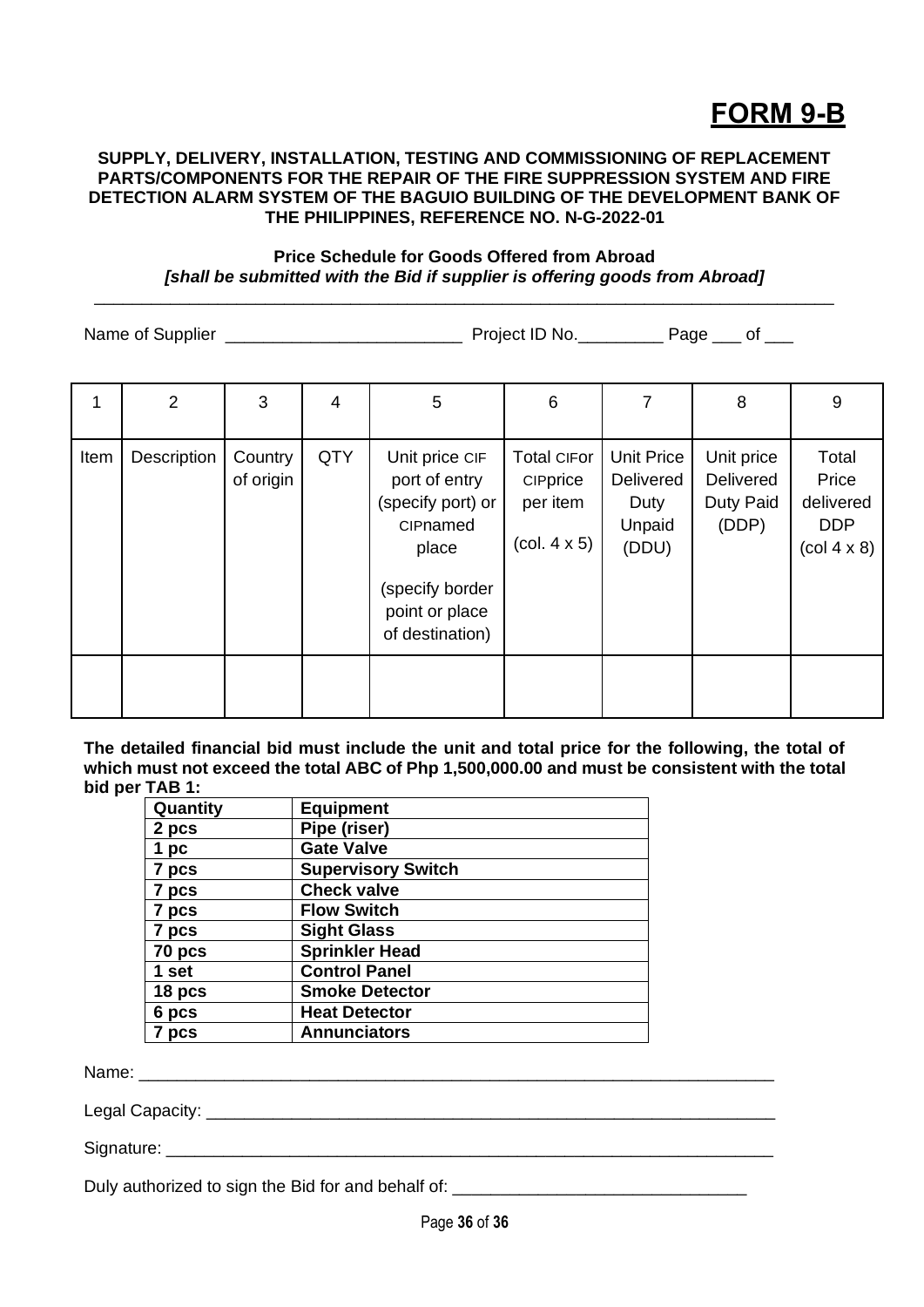# FORM 9-B

**SUPPLY, DELIVERY, INSTALLATION, TESTING AND COMMISSIONING OF REPLACEMENT PARTS/COMPONENTS FOR THE REPAIR OF THE FIRE SUPPRESSION SYSTEM AND FIRE DETECTION ALARM SYSTEM OF THE BAGUIO BUILDING OF THE DEVELOPMENT BANK OF THE PHILIPPINES, REFERENCE NO. N-G-2022-01**

**Price Schedule for Goods Offered from Abroad**
***[shall be submitted with the Bid if supplier is offering goods from Abroad]***

---

Name of Supplier _________________________ Project ID No._________ Page ___ of ___

| 1 | 2 | 3 | 4 | 5 | 6 | 7 | 8 | 9 |
|---|---|---|---|---|---|---|---|---|
| Item | Description | Country of origin | QTY | Unit price CIF port of entry (specify port) or CIPnamed place (specify border point or place of destination) | Total CIFor CIPprice per item (col. 4 x 5) | Unit Price Delivered Duty Unpaid (DDU) | Unit price Delivered Duty Paid (DDP) | Total Price delivered DDP (col 4 x 8) |
| | | | | | | | | |

**The detailed financial bid must include the unit and total price for the following, the total of which must not exceed the total ABC of Php 1,500,000.00 and must be consistent with the total bid per TAB 1:**

| Quantity | Equipment |
|---|---|
| **2 pcs** | **Pipe (riser)** |
| **1 pc** | **Gate Valve** |
| **7 pcs** | **Supervisory Switch** |
| **7 pcs** | **Check valve** |
| **7 pcs** | **Flow Switch** |
| **7 pcs** | **Sight Glass** |
| **70 pcs** | **Sprinkler Head** |
| **1 set** | **Control Panel** |
| **18 pcs** | **Smoke Detector** |
| **6 pcs** | **Heat Detector** |
| **7 pcs** | **Annunciators** |

Name: ______________________________________________________________________

Legal Capacity: ______________________________________________________________

Signature: ___________________________________________________________________

Duly authorized to sign the Bid for and behalf of: _______________________________